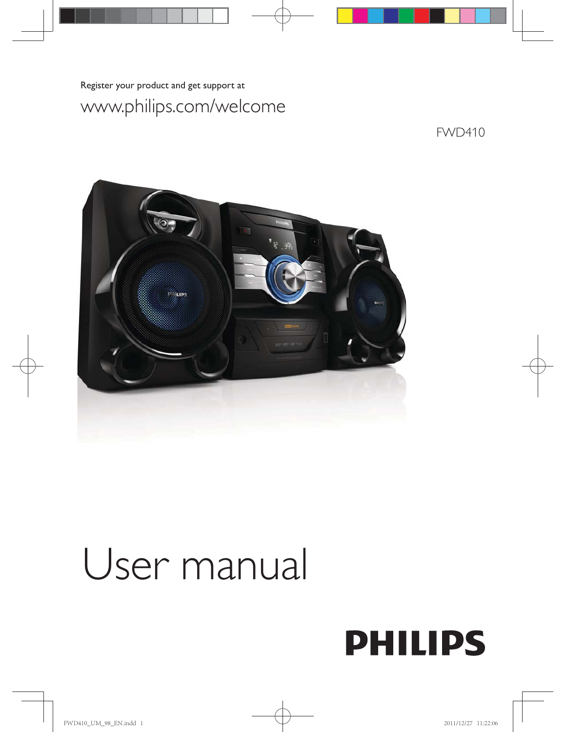Register your product and get support at

www.philips.com/welcome

FWD410

# User manual

PHILIPS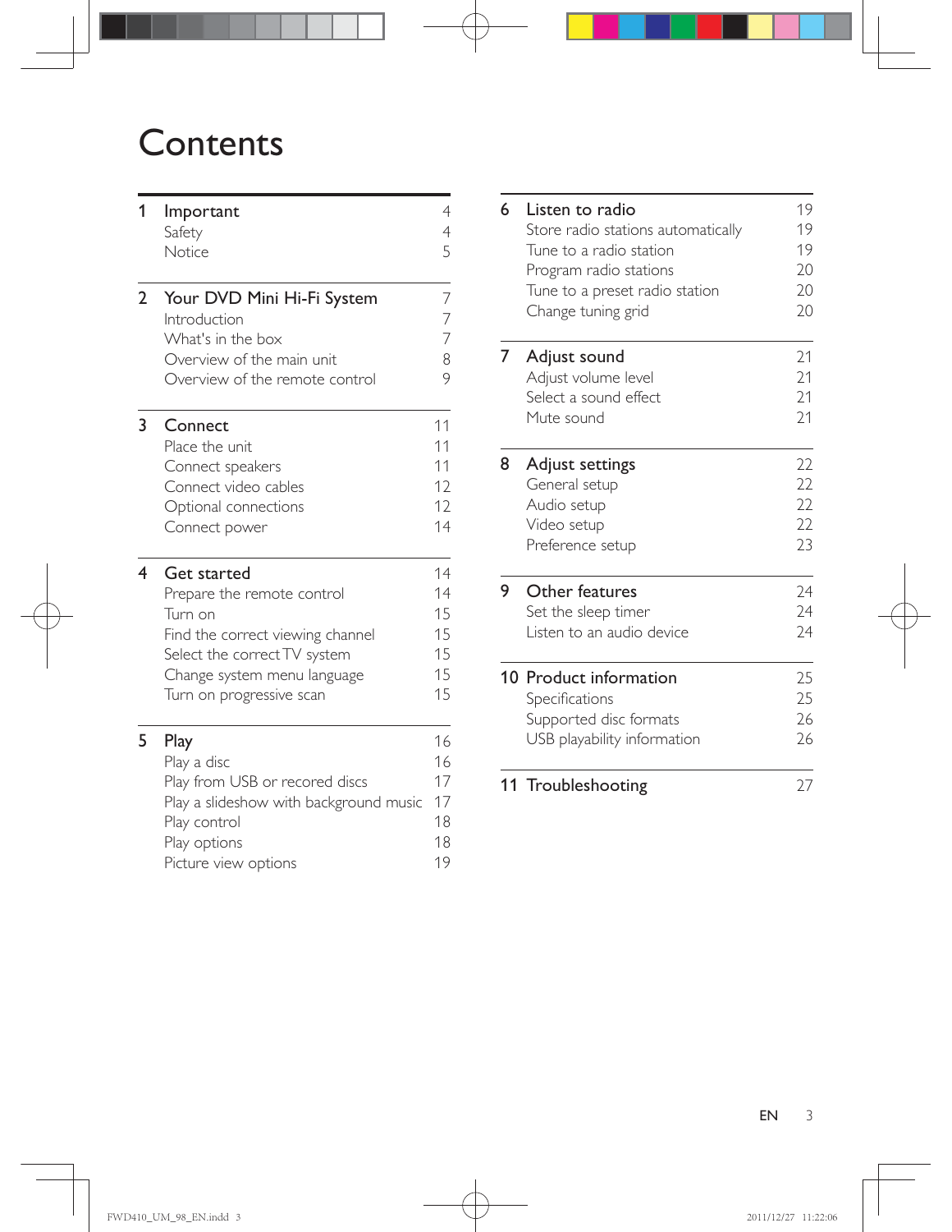# Contents

| | | |
|---|---|---|
| **1** | **Important** | **4** |
| | Safety | 4 |
| | Notice | 5 |
| **2** | **Your DVD Mini Hi-Fi System** | **7** |
| | Introduction | 7 |
| | What's in the box | 7 |
| | Overview of the main unit | 8 |
| | Overview of the remote control | 9 |
| **3** | **Connect** | **11** |
| | Place the unit | 11 |
| | Connect speakers | 11 |
| | Connect video cables | 12 |
| | Optional connections | 12 |
| | Connect power | 14 |
| **4** | **Get started** | **14** |
| | Prepare the remote control | 14 |
| | Turn on | 15 |
| | Find the correct viewing channel | 15 |
| | Select the correct TV system | 15 |
| | Change system menu language | 15 |
| | Turn on progressive scan | 15 |
| **5** | **Play** | **16** |
| | Play a disc | 16 |
| | Play from USB or recored discs | 17 |
| | Play a slideshow with background music | 17 |
| | Play control | 18 |
| | Play options | 18 |
| | Picture view options | 19 |
| **6** | **Listen to radio** | **19** |
| | Store radio stations automatically | 19 |
| | Tune to a radio station | 19 |
| | Program radio stations | 20 |
| | Tune to a preset radio station | 20 |
| | Change tuning grid | 20 |
| **7** | **Adjust sound** | **21** |
| | Adjust volume level | 21 |
| | Select a sound effect | 21 |
| | Mute sound | 21 |
| **8** | **Adjust settings** | **22** |
| | General setup | 22 |
| | Audio setup | 22 |
| | Video setup | 22 |
| | Preference setup | 23 |
| **9** | **Other features** | **24** |
| | Set the sleep timer | 24 |
| | Listen to an audio device | 24 |
| **10** | **Product information** | **25** |
| | Specifications | 25 |
| | Supported disc formats | 26 |
| | USB playability information | 26 |
| **11** | **Troubleshooting** | **27** |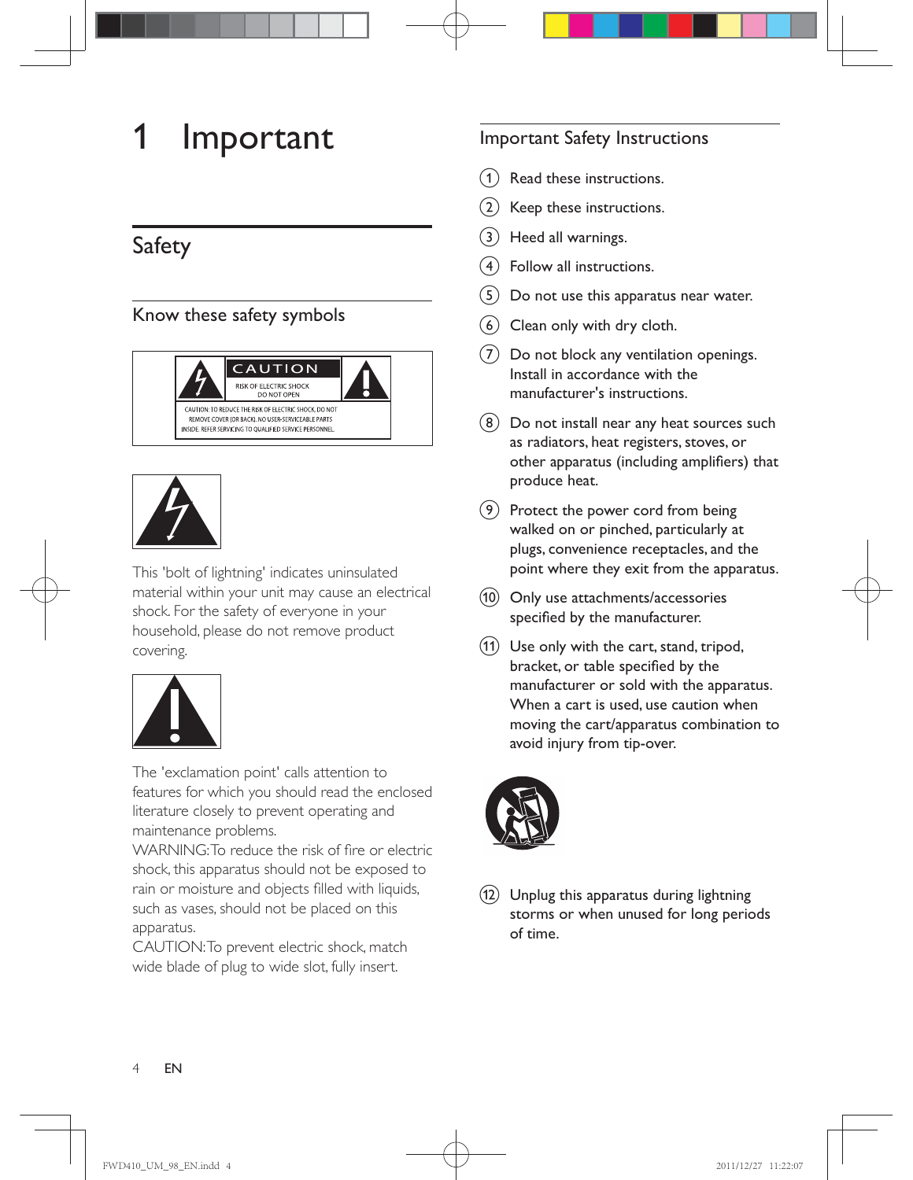# 1 Important

## Safety

### Know these safety symbols

CAUTION
RISK OF ELECTRIC SHOCK DO NOT OPEN
CAUTION: TO REDUCE THE RISK OF ELECTRIC SHOCK, DO NOT REMOVE COVER (OR BACK). NO USER-SERVICEABLE PARTS INSIDE. REFER SERVICING TO QUALIFIED SERVICE PERSONNEL.

This 'bolt of lightning' indicates uninsulated material within your unit may cause an electrical shock. For the safety of everyone in your household, please do not remove product covering.

The 'exclamation point' calls attention to features for which you should read the enclosed literature closely to prevent operating and maintenance problems.

WARNING: To reduce the risk of fire or electric shock, this apparatus should not be exposed to rain or moisture and objects filled with liquids, such as vases, should not be placed on this apparatus.

CAUTION: To prevent electric shock, match wide blade of plug to wide slot, fully insert.

### Important Safety Instructions

1. Read these instructions.
2. Keep these instructions.
3. Heed all warnings.
4. Follow all instructions.
5. Do not use this apparatus near water.
6. Clean only with dry cloth.
7. Do not block any ventilation openings. Install in accordance with the manufacturer's instructions.
8. Do not install near any heat sources such as radiators, heat registers, stoves, or other apparatus (including amplifiers) that produce heat.
9. Protect the power cord from being walked on or pinched, particularly at plugs, convenience receptacles, and the point where they exit from the apparatus.
10. Only use attachments/accessories specified by the manufacturer.
11. Use only with the cart, stand, tripod, bracket, or table specified by the manufacturer or sold with the apparatus. When a cart is used, use caution when moving the cart/apparatus combination to avoid injury from tip-over.
12. Unplug this apparatus during lightning storms or when unused for long periods of time.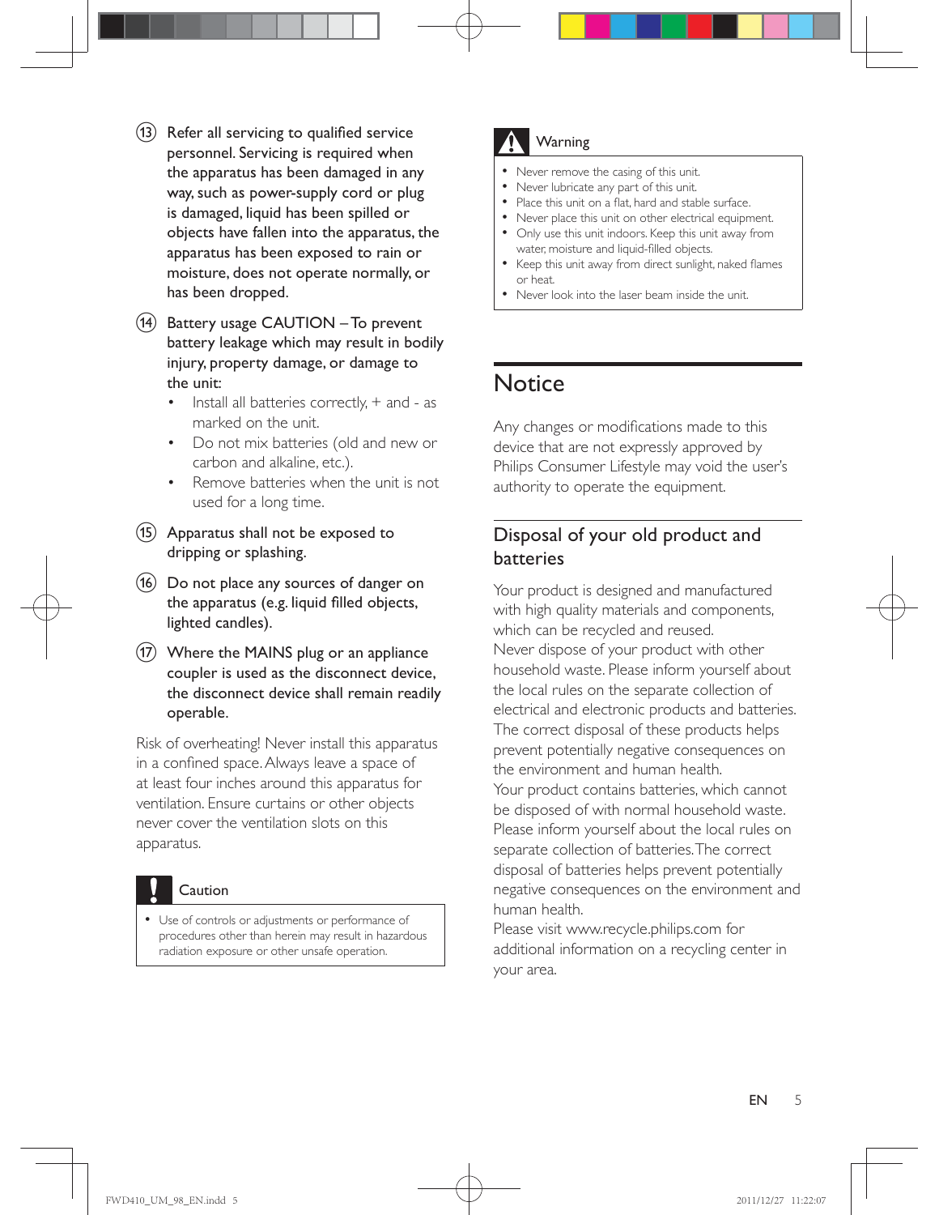13. Refer all servicing to qualified service personnel. Servicing is required when the apparatus has been damaged in any way, such as power-supply cord or plug is damaged, liquid has been spilled or objects have fallen into the apparatus, the apparatus has been exposed to rain or moisture, does not operate normally, or has been dropped.

14. Battery usage CAUTION – To prevent battery leakage which may result in bodily injury, property damage, or damage to the unit:
    - Install all batteries correctly, + and - as marked on the unit.
    - Do not mix batteries (old and new or carbon and alkaline, etc.).
    - Remove batteries when the unit is not used for a long time.

15. Apparatus shall not be exposed to dripping or splashing.

16. Do not place any sources of danger on the apparatus (e.g. liquid filled objects, lighted candles).

17. Where the MAINS plug or an appliance coupler is used as the disconnect device, the disconnect device shall remain readily operable.

Risk of overheating! Never install this apparatus in a confined space. Always leave a space of at least four inches around this apparatus for ventilation. Ensure curtains or other objects never cover the ventilation slots on this apparatus.

**Caution**

- Use of controls or adjustments or performance of procedures other than herein may result in hazardous radiation exposure or other unsafe operation.

**Warning**

- Never remove the casing of this unit.
- Never lubricate any part of this unit.
- Place this unit on a flat, hard and stable surface.
- Never place this unit on other electrical equipment.
- Only use this unit indoors. Keep this unit away from water, moisture and liquid-filled objects.
- Keep this unit away from direct sunlight, naked flames or heat.
- Never look into the laser beam inside the unit.

# Notice

Any changes or modifications made to this device that are not expressly approved by Philips Consumer Lifestyle may void the user's authority to operate the equipment.

## Disposal of your old product and batteries

Your product is designed and manufactured with high quality materials and components, which can be recycled and reused.
Never dispose of your product with other household waste. Please inform yourself about the local rules on the separate collection of electrical and electronic products and batteries. The correct disposal of these products helps prevent potentially negative consequences on the environment and human health.
Your product contains batteries, which cannot be disposed of with normal household waste. Please inform yourself about the local rules on separate collection of batteries. The correct disposal of batteries helps prevent potentially negative consequences on the environment and human health.
Please visit www.recycle.philips.com for additional information on a recycling center in your area.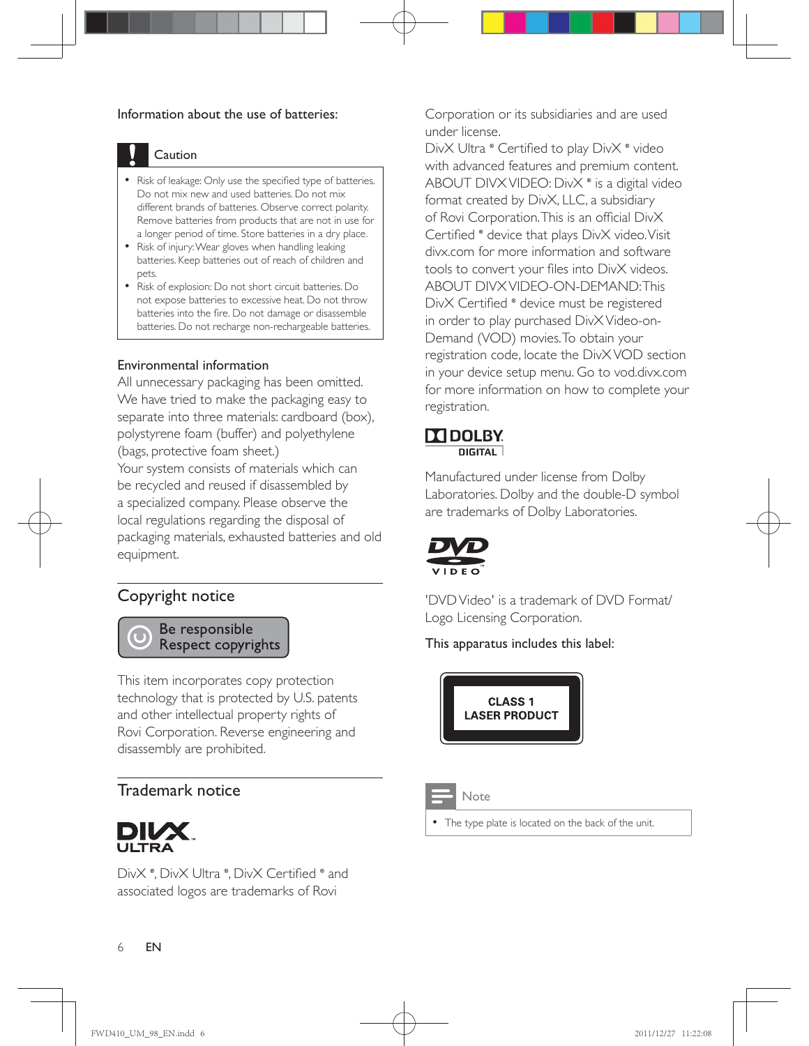Information about the use of batteries:

**Caution**

- Risk of leakage: Only use the specified type of batteries. Do not mix new and used batteries. Do not mix different brands of batteries. Observe correct polarity. Remove batteries from products that are not in use for a longer period of time. Store batteries in a dry place.
- Risk of injury: Wear gloves when handling leaking batteries. Keep batteries out of reach of children and pets.
- Risk of explosion: Do not short circuit batteries. Do not expose batteries to excessive heat. Do not throw batteries into the fire. Do not damage or disassemble batteries. Do not recharge non-rechargeable batteries.

Environmental information

All unnecessary packaging has been omitted. We have tried to make the packaging easy to separate into three materials: cardboard (box), polystyrene foam (buffer) and polyethylene (bags, protective foam sheet.)

Your system consists of materials which can be recycled and reused if disassembled by a specialized company. Please observe the local regulations regarding the disposal of packaging materials, exhausted batteries and old equipment.

## Copyright notice

Be responsible
Respect copyrights

This item incorporates copy protection technology that is protected by U.S. patents and other intellectual property rights of Rovi Corporation. Reverse engineering and disassembly are prohibited.

## Trademark notice

DivX ®, DivX Ultra ®, DivX Certified ® and associated logos are trademarks of Rovi Corporation or its subsidiaries and are used under license.

DivX Ultra ® Certified to play DivX ® video with advanced features and premium content.

ABOUT DIVX VIDEO: DivX ® is a digital video format created by DivX, LLC, a subsidiary of Rovi Corporation. This is an official DivX Certified ® device that plays DivX video. Visit divx.com for more information and software tools to convert your files into DivX videos.

ABOUT DIVX VIDEO-ON-DEMAND: This DivX Certified ® device must be registered in order to play purchased DivX Video-on-Demand (VOD) movies. To obtain your registration code, locate the DivX VOD section in your device setup menu. Go to vod.divx.com for more information on how to complete your registration.

Manufactured under license from Dolby Laboratories. Dolby and the double-D symbol are trademarks of Dolby Laboratories.

'DVD Video' is a trademark of DVD Format/ Logo Licensing Corporation.

This apparatus includes this label:

CLASS 1
LASER PRODUCT

**Note**

- The type plate is located on the back of the unit.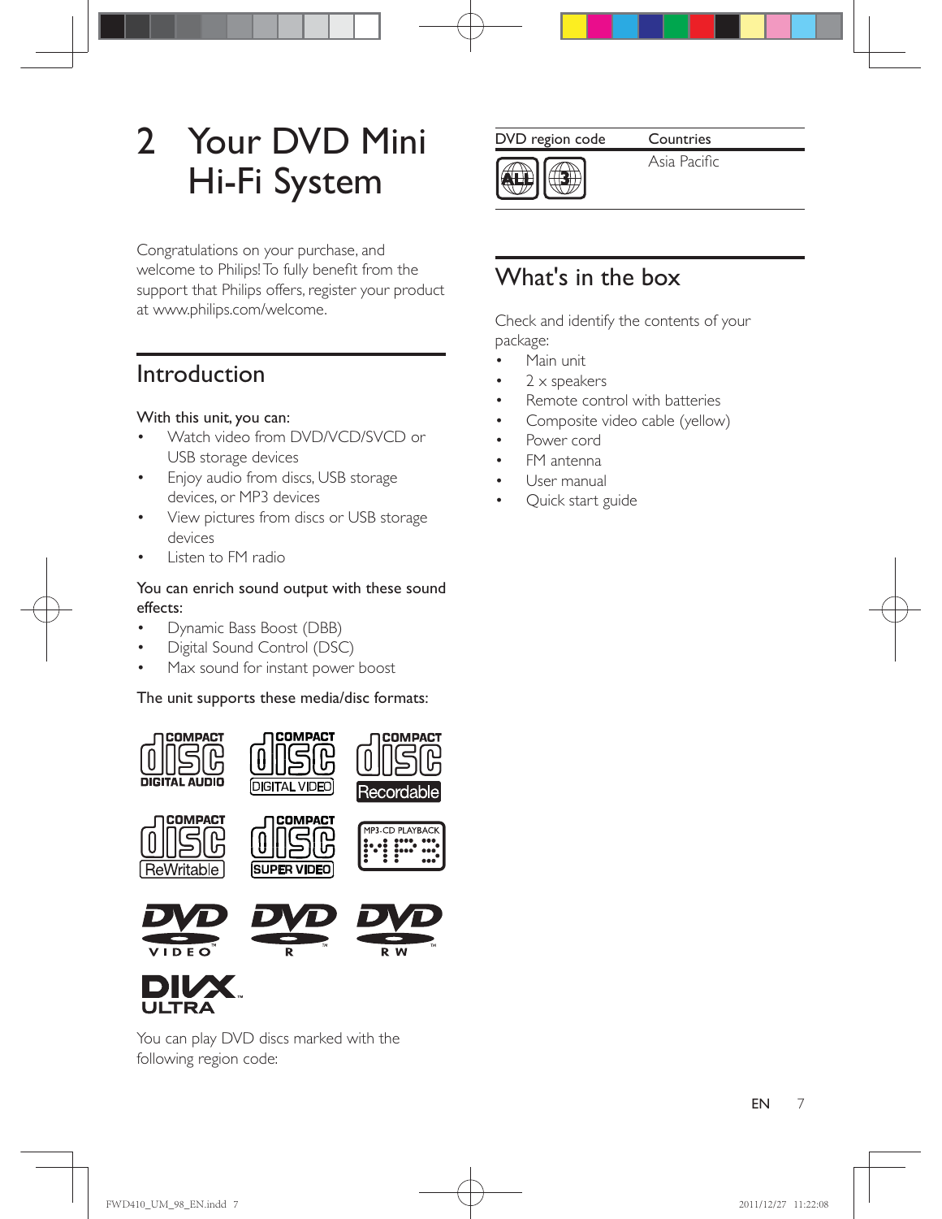# 2 Your DVD Mini Hi-Fi System

Congratulations on your purchase, and welcome to Philips! To fully benefit from the support that Philips offers, register your product at www.philips.com/welcome.

## Introduction

With this unit, you can:

- Watch video from DVD/VCD/SVCD or USB storage devices
- Enjoy audio from discs, USB storage devices, or MP3 devices
- View pictures from discs or USB storage devices
- Listen to FM radio

You can enrich sound output with these sound effects:

- Dynamic Bass Boost (DBB)
- Digital Sound Control (DSC)
- Max sound for instant power boost

The unit supports these media/disc formats:

You can play DVD discs marked with the following region code:

| DVD region code | Countries |
| --- | --- |
| ALL, 3 | Asia Pacific |

## What's in the box

Check and identify the contents of your package:

- Main unit
- 2 × speakers
- Remote control with batteries
- Composite video cable (yellow)
- Power cord
- FM antenna
- User manual
- Quick start guide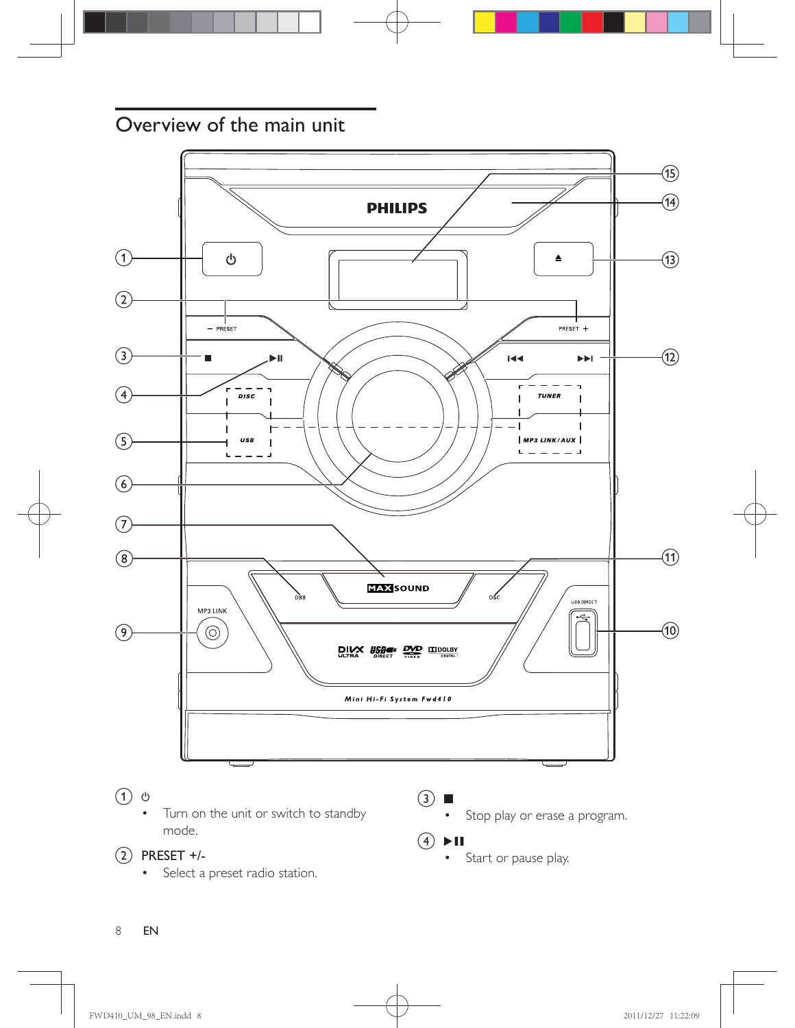## Overview of the main unit

① ⏻

- Turn on the unit or switch to standby mode.

② PRESET +/-

- Select a preset radio station.

③ ■

- Stop play or erase a program.

④ ▶II

- Start or pause play.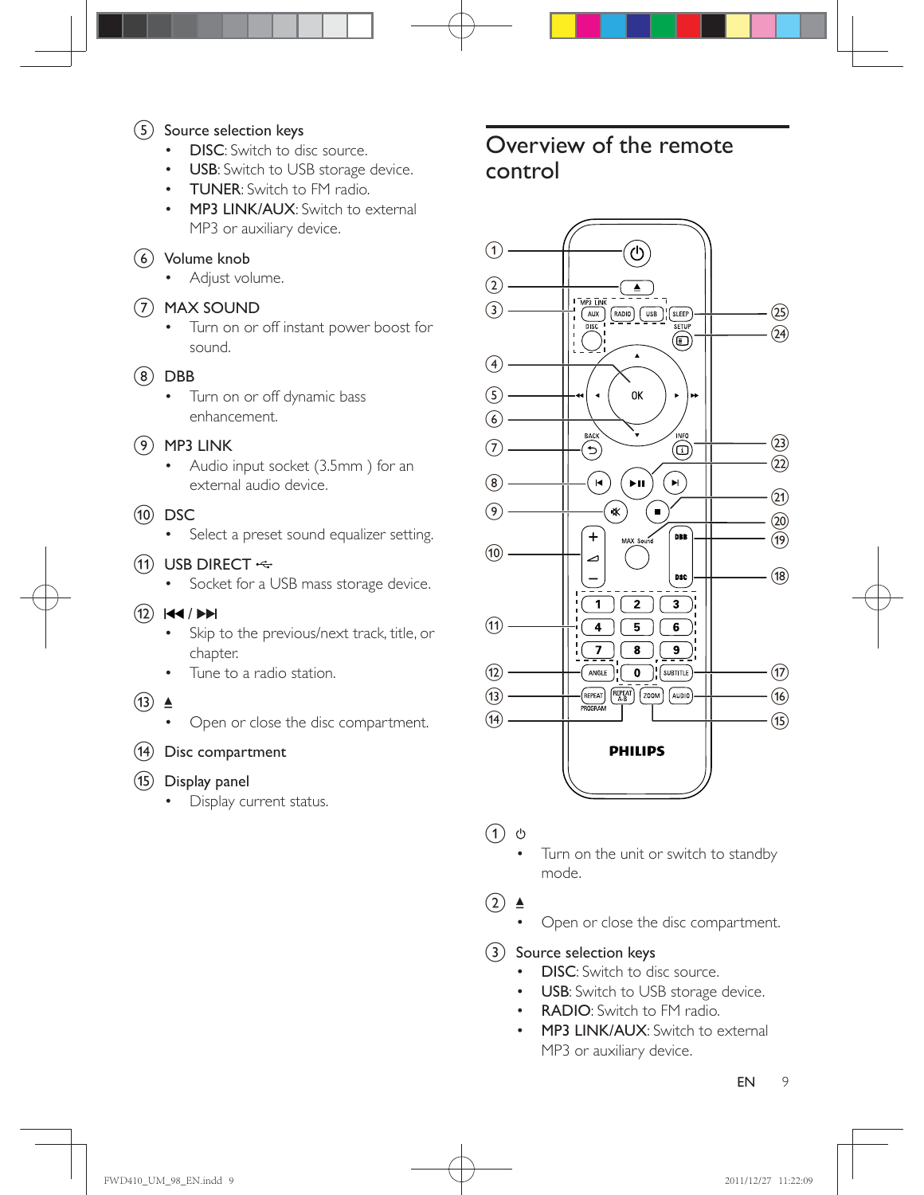5. Source selection keys
   - DISC: Switch to disc source.
   - USB: Switch to USB storage device.
   - TUNER: Switch to FM radio.
   - MP3 LINK/AUX: Switch to external MP3 or auxiliary device.
6. Volume knob
   - Adjust volume.
7. MAX SOUND
   - Turn on or off instant power boost for sound.
8. DBB
   - Turn on or off dynamic bass enhancement.
9. MP3 LINK
   - Audio input socket (3.5mm ) for an external audio device.
10. DSC
    - Select a preset sound equalizer setting.
11. USB DIRECT ⭠
    - Socket for a USB mass storage device.
12. ⏮ / ⏭
    - Skip to the previous/next track, title, or chapter.
    - Tune to a radio station.
13. ▲
    - Open or close the disc compartment.
14. Disc compartment
15. Display panel
    - Display current status.

## Overview of the remote control

1. ⏻
   - Turn on the unit or switch to standby mode.
2. ▲
   - Open or close the disc compartment.
3. Source selection keys
   - DISC: Switch to disc source.
   - USB: Switch to USB storage device.
   - RADIO: Switch to FM radio.
   - MP3 LINK/AUX: Switch to external MP3 or auxiliary device.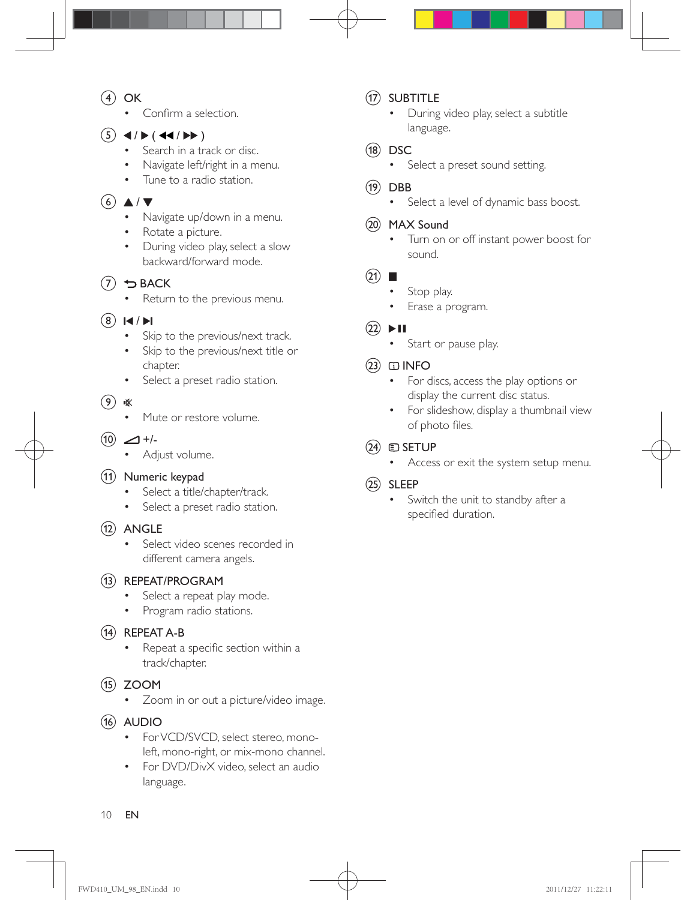④ OK

- Confirm a selection.

⑤ ◀ / ▶ ( ◀◀ / ▶▶ )

- Search in a track or disc.
- Navigate left/right in a menu.
- Tune to a radio station.

⑥ ▲ / ▼

- Navigate up/down in a menu.
- Rotate a picture.
- During video play, select a slow backward/forward mode.

⑦ ⮌ BACK

- Return to the previous menu.

⑧ |◀ / ▶|

- Skip to the previous/next track.
- Skip to the previous/next title or chapter.
- Select a preset radio station.

⑨ 🔇

- Mute or restore volume.

⑩ ◿ +/-

- Adjust volume.

⑪ Numeric keypad

- Select a title/chapter/track.
- Select a preset radio station.

⑫ ANGLE

- Select video scenes recorded in different camera angels.

⑬ REPEAT/PROGRAM

- Select a repeat play mode.
- Program radio stations.

⑭ REPEAT A-B

- Repeat a specific section within a track/chapter.

⑮ ZOOM

- Zoom in or out a picture/video image.

⑯ AUDIO

- For VCD/SVCD, select stereo, mono-left, mono-right, or mix-mono channel.
- For DVD/DivX video, select an audio language.

⑰ SUBTITLE

- During video play, select a subtitle language.

⑱ DSC

- Select a preset sound setting.

⑲ DBB

- Select a level of dynamic bass boost.

⑳ MAX Sound

- Turn on or off instant power boost for sound.

㉑ ■

- Stop play.
- Erase a program.

㉒ ▶II

- Start or pause play.

㉓ ⓘ INFO

- For discs, access the play options or display the current disc status.
- For slideshow, display a thumbnail view of photo files.

㉔ ▤ SETUP

- Access or exit the system setup menu.

㉕ SLEEP

- Switch the unit to standby after a specified duration.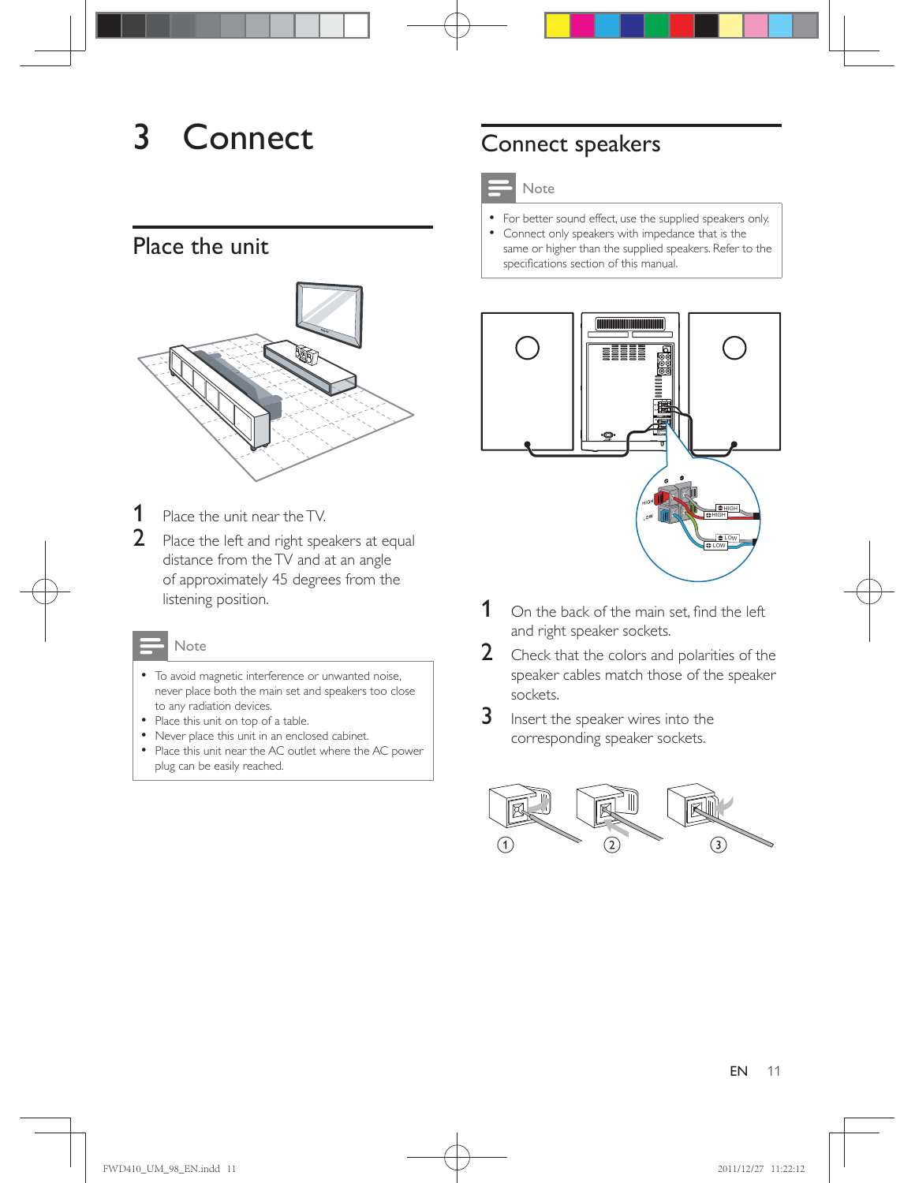# 3 Connect

## Place the unit

1. Place the unit near the TV.
2. Place the left and right speakers at equal distance from the TV and at an angle of approximately 45 degrees from the listening position.

**Note**

- To avoid magnetic interference or unwanted noise, never place both the main set and speakers too close to any radiation devices.
- Place this unit on top of a table.
- Never place this unit in an enclosed cabinet.
- Place this unit near the AC outlet where the AC power plug can be easily reached.

## Connect speakers

**Note**

- For better sound effect, use the supplied speakers only.
- Connect only speakers with impedance that is the same or higher than the supplied speakers. Refer to the specifications section of this manual.

1. On the back of the main set, find the left and right speaker sockets.
2. Check that the colors and polarities of the speaker cables match those of the speaker sockets.
3. Insert the speaker wires into the corresponding speaker sockets.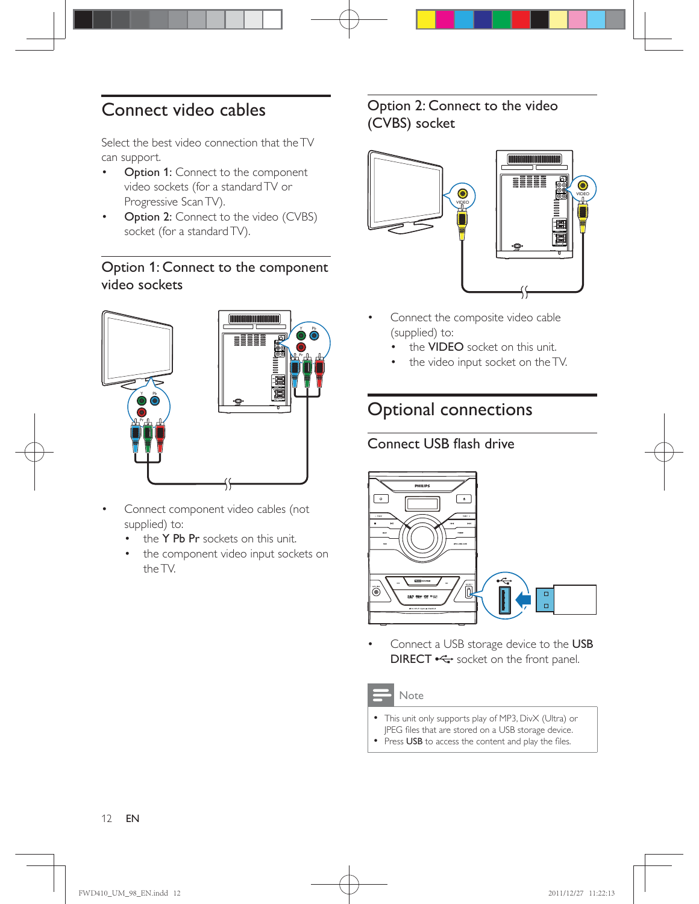# Connect video cables

Select the best video connection that the TV can support.

- **Option 1:** Connect to the component video sockets (for a standard TV or Progressive Scan TV).
- **Option 2:** Connect to the video (CVBS) socket (for a standard TV).

## Option 1: Connect to the component video sockets

- Connect component video cables (not supplied) to:
  - the **Y Pb Pr** sockets on this unit.
  - the component video input sockets on the TV.

## Option 2: Connect to the video (CVBS) socket

- Connect the composite video cable (supplied) to:
  - the **VIDEO** socket on this unit.
  - the video input socket on the TV.

# Optional connections

## Connect USB flash drive

- Connect a USB storage device to the **USB DIRECT** socket on the front panel.

**Note**

- This unit only supports play of MP3, DivX (Ultra) or JPEG files that are stored on a USB storage device.
- Press **USB** to access the content and play the files.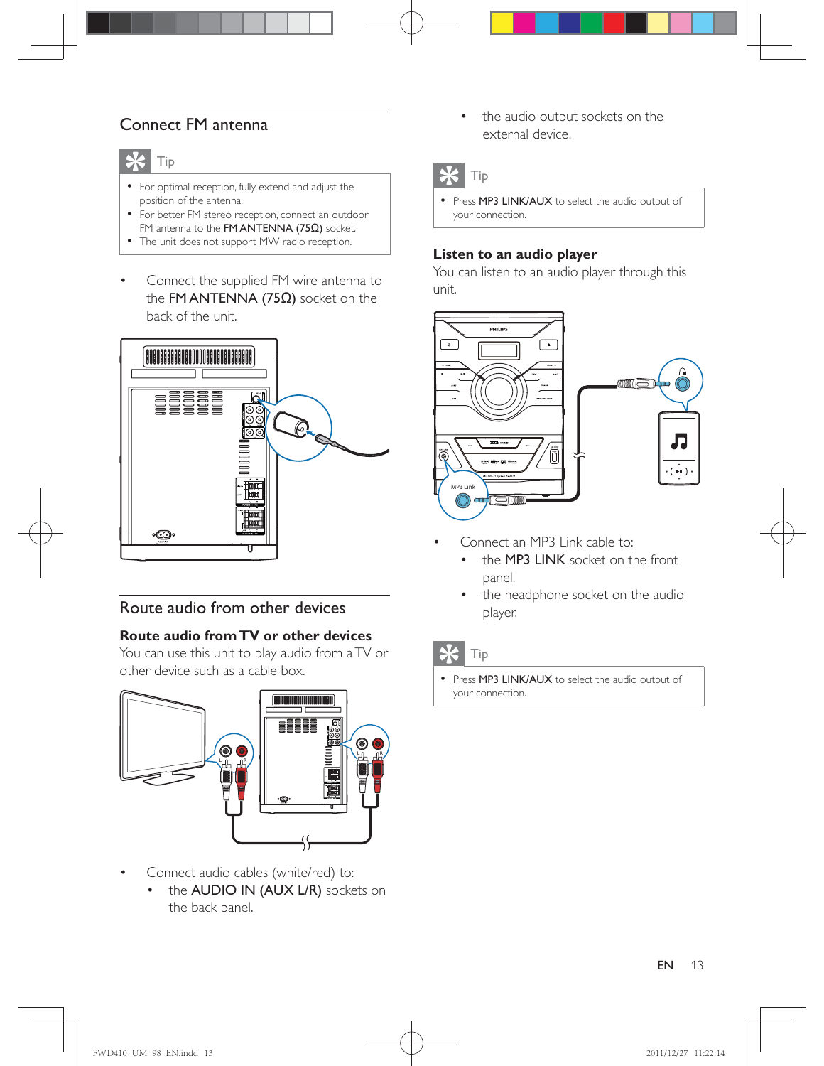## Connect FM antenna

Tip

- For optimal reception, fully extend and adjust the position of the antenna.
- For better FM stereo reception, connect an outdoor FM antenna to the **FM ANTENNA (75Ω)** socket.
- The unit does not support MW radio reception.

- Connect the supplied FM wire antenna to the **FM ANTENNA (75Ω)** socket on the back of the unit.

## Route audio from other devices

### Route audio from TV or other devices

You can use this unit to play audio from a TV or other device such as a cable box.

- Connect audio cables (white/red) to:
  - the **AUDIO IN (AUX L/R)** sockets on the back panel.
  - the audio output sockets on the external device.

Tip

- Press **MP3 LINK/AUX** to select the audio output of your connection.

### Listen to an audio player

You can listen to an audio player through this unit.

- Connect an MP3 Link cable to:
  - the **MP3 LINK** socket on the front panel.
  - the headphone socket on the audio player.

Tip

- Press **MP3 LINK/AUX** to select the audio output of your connection.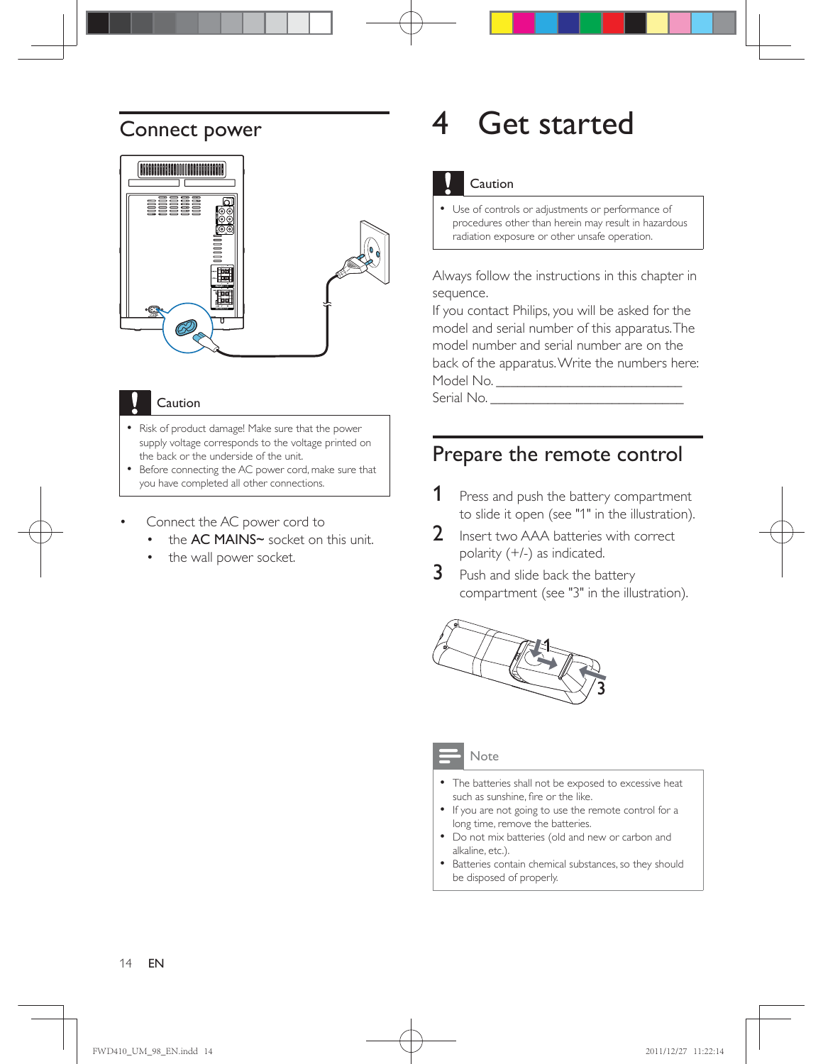## Connect power

**Caution**

- Risk of product damage! Make sure that the power supply voltage corresponds to the voltage printed on the back or the underside of the unit.
- Before connecting the AC power cord, make sure that you have completed all other connections.

- Connect the AC power cord to
  - the **AC MAINS~** socket on this unit.
  - the wall power socket.

# 4 Get started

**Caution**

- Use of controls or adjustments or performance of procedures other than herein may result in hazardous radiation exposure or other unsafe operation.

Always follow the instructions in this chapter in sequence.

If you contact Philips, you will be asked for the model and serial number of this apparatus. The model number and serial number are on the back of the apparatus. Write the numbers here:

Model No. __________________________

Serial No. __________________________

## Prepare the remote control

1. Press and push the battery compartment to slide it open (see "1" in the illustration).
2. Insert two AAA batteries with correct polarity (+/-) as indicated.
3. Push and slide back the battery compartment (see "3" in the illustration).

**Note**

- The batteries shall not be exposed to excessive heat such as sunshine, fire or the like.
- If you are not going to use the remote control for a long time, remove the batteries.
- Do not mix batteries (old and new or carbon and alkaline, etc.).
- Batteries contain chemical substances, so they should be disposed of properly.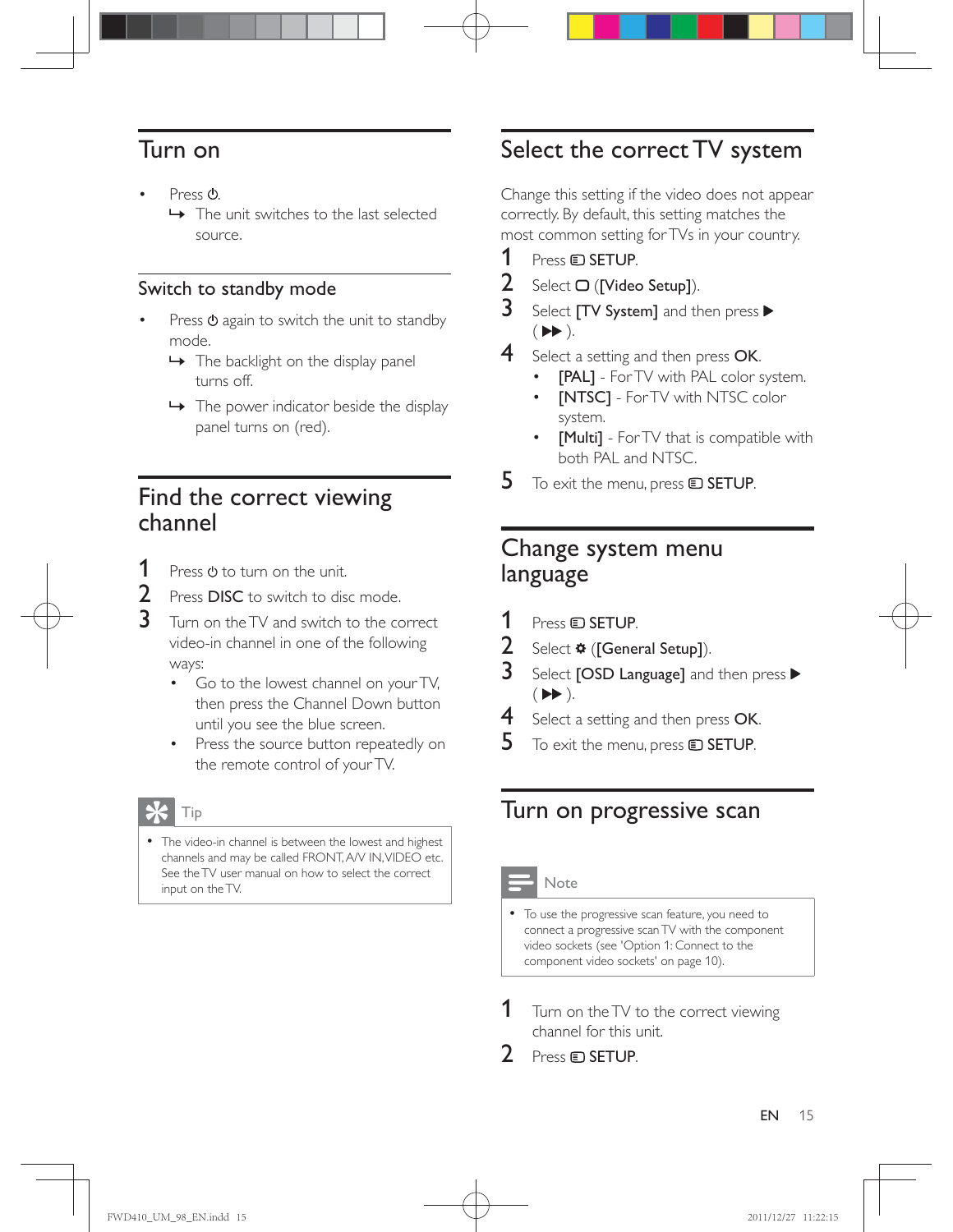# Turn on

- Press ⏻.
  - ↳ The unit switches to the last selected source.

## Switch to standby mode

- Press ⏻ again to switch the unit to standby mode.
  - ↳ The backlight on the display panel turns off.
  - ↳ The power indicator beside the display panel turns on (red).

# Find the correct viewing channel

1. Press ⏻ to turn on the unit.
2. Press **DISC** to switch to disc mode.
3. Turn on the TV and switch to the correct video-in channel in one of the following ways:
   - Go to the lowest channel on your TV, then press the Channel Down button until you see the blue screen.
   - Press the source button repeatedly on the remote control of your TV.

**Tip**

- The video-in channel is between the lowest and highest channels and may be called FRONT, A/V IN, VIDEO etc. See the TV user manual on how to select the correct input on the TV.

# Select the correct TV system

Change this setting if the video does not appear correctly. By default, this setting matches the most common setting for TVs in your country.

1. Press **SETUP**.
2. Select ([**Video Setup**]).
3. Select [**TV System**] and then press ▶ ( ▶▶ ).
4. Select a setting and then press **OK**.
   - [**PAL**] - For TV with PAL color system.
   - [**NTSC**] - For TV with NTSC color system.
   - [**Multi**] - For TV that is compatible with both PAL and NTSC.
5. To exit the menu, press **SETUP**.

# Change system menu language

1. Press **SETUP**.
2. Select ([**General Setup**]).
3. Select [**OSD Language**] and then press ▶ ( ▶▶ ).
4. Select a setting and then press **OK**.
5. To exit the menu, press **SETUP**.

# Turn on progressive scan

**Note**

- To use the progressive scan feature, you need to connect a progressive scan TV with the component video sockets (see 'Option 1: Connect to the component video sockets' on page 10).

1. Turn on the TV to the correct viewing channel for this unit.
2. Press **SETUP**.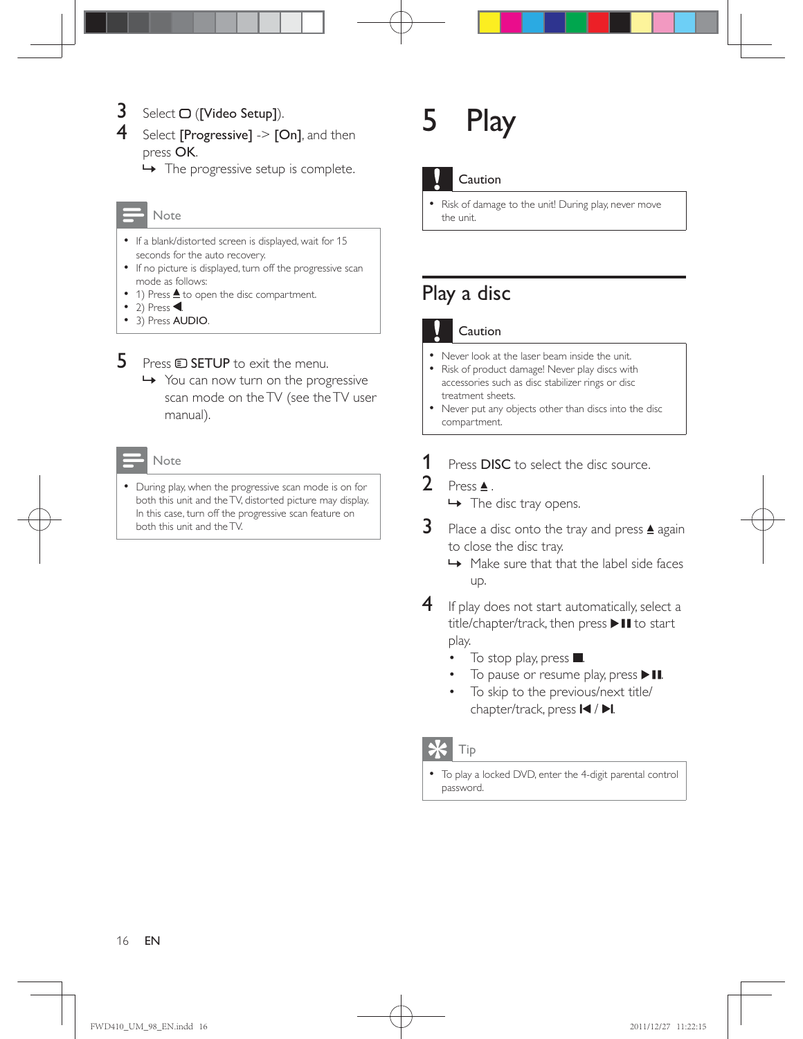3 Select ▢ (**[Video Setup]**).

4 Select **[Progressive]** -> **[On]**, and then press **OK**.
↳ The progressive setup is complete.

**Note**

- If a blank/distorted screen is displayed, wait for 15 seconds for the auto recovery.
- If no picture is displayed, turn off the progressive scan mode as follows:
- 1) Press ⏏ to open the disc compartment.
- 2) Press ◀.
- 3) Press **AUDIO**.

5 Press **SETUP** to exit the menu.
↳ You can now turn on the progressive scan mode on the TV (see the TV user manual).

**Note**

- During play, when the progressive scan mode is on for both this unit and the TV, distorted picture may display. In this case, turn off the progressive scan feature on both this unit and the TV.

# 5 Play

**Caution**

- Risk of damage to the unit! During play, never move the unit.

## Play a disc

**Caution**

- Never look at the laser beam inside the unit.
- Risk of product damage! Never play discs with accessories such as disc stabilizer rings or disc treatment sheets.
- Never put any objects other than discs into the disc compartment.

1 Press **DISC** to select the disc source.

2 Press ⏏.
↳ The disc tray opens.

3 Place a disc onto the tray and press ⏏ again to close the disc tray.
↳ Make sure that that the label side faces up.

4 If play does not start automatically, select a title/chapter/track, then press ▶❚❚ to start play.
- To stop play, press ■.
- To pause or resume play, press ▶❚❚.
- To skip to the previous/next title/chapter/track, press ❘◀ / ▶❘.

**Tip**

- To play a locked DVD, enter the 4-digit parental control password.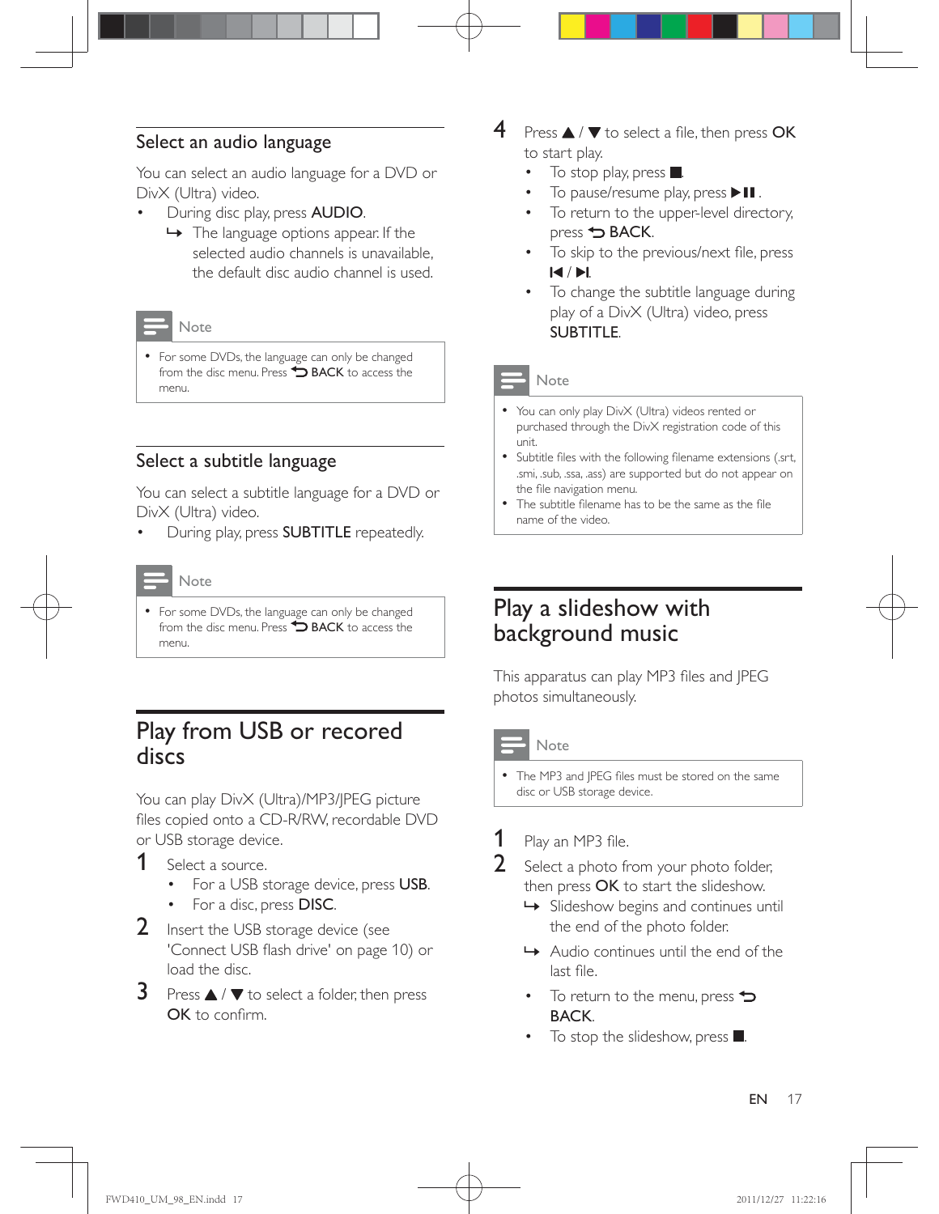## Select an audio language

You can select an audio language for a DVD or DivX (Ultra) video.

- During disc play, press **AUDIO**.
  - ↪ The language options appear. If the selected audio channels is unavailable, the default disc audio channel is used.

> **Note**
>
> - For some DVDs, the language can only be changed from the disc menu. Press ⮌ **BACK** to access the menu.

## Select a subtitle language

You can select a subtitle language for a DVD or DivX (Ultra) video.

- During play, press **SUBTITLE** repeatedly.

> **Note**
>
> - For some DVDs, the language can only be changed from the disc menu. Press ⮌ **BACK** to access the menu.

# Play from USB or recored discs

You can play DivX (Ultra)/MP3/JPEG picture files copied onto a CD-R/RW, recordable DVD or USB storage device.

1. Select a source.
   - For a USB storage device, press **USB**.
   - For a disc, press **DISC**.
2. Insert the USB storage device (see 'Connect USB flash drive' on page 10) or load the disc.
3. Press ▲ / ▼ to select a folder, then press **OK** to confirm.
4. Press ▲ / ▼ to select a file, then press **OK** to start play.
   - To stop play, press ■.
   - To pause/resume play, press ▶❚❚.
   - To return to the upper-level directory, press ⮌ **BACK**.
   - To skip to the previous/next file, press ❙◀ / ▶❙.
   - To change the subtitle language during play of a DivX (Ultra) video, press **SUBTITLE**.

> **Note**
>
> - You can only play DivX (Ultra) videos rented or purchased through the DivX registration code of this unit.
> - Subtitle files with the following filename extensions (.srt, .smi, .sub, .ssa, .ass) are supported but do not appear on the file navigation menu.
> - The subtitle filename has to be the same as the file name of the video.

# Play a slideshow with background music

This apparatus can play MP3 files and JPEG photos simultaneously.

> **Note**
>
> - The MP3 and JPEG files must be stored on the same disc or USB storage device.

1. Play an MP3 file.
2. Select a photo from your photo folder, then press **OK** to start the slideshow.
   - ↪ Slideshow begins and continues until the end of the photo folder.
   - ↪ Audio continues until the end of the last file.
   - To return to the menu, press ⮌ **BACK**.
   - To stop the slideshow, press ■.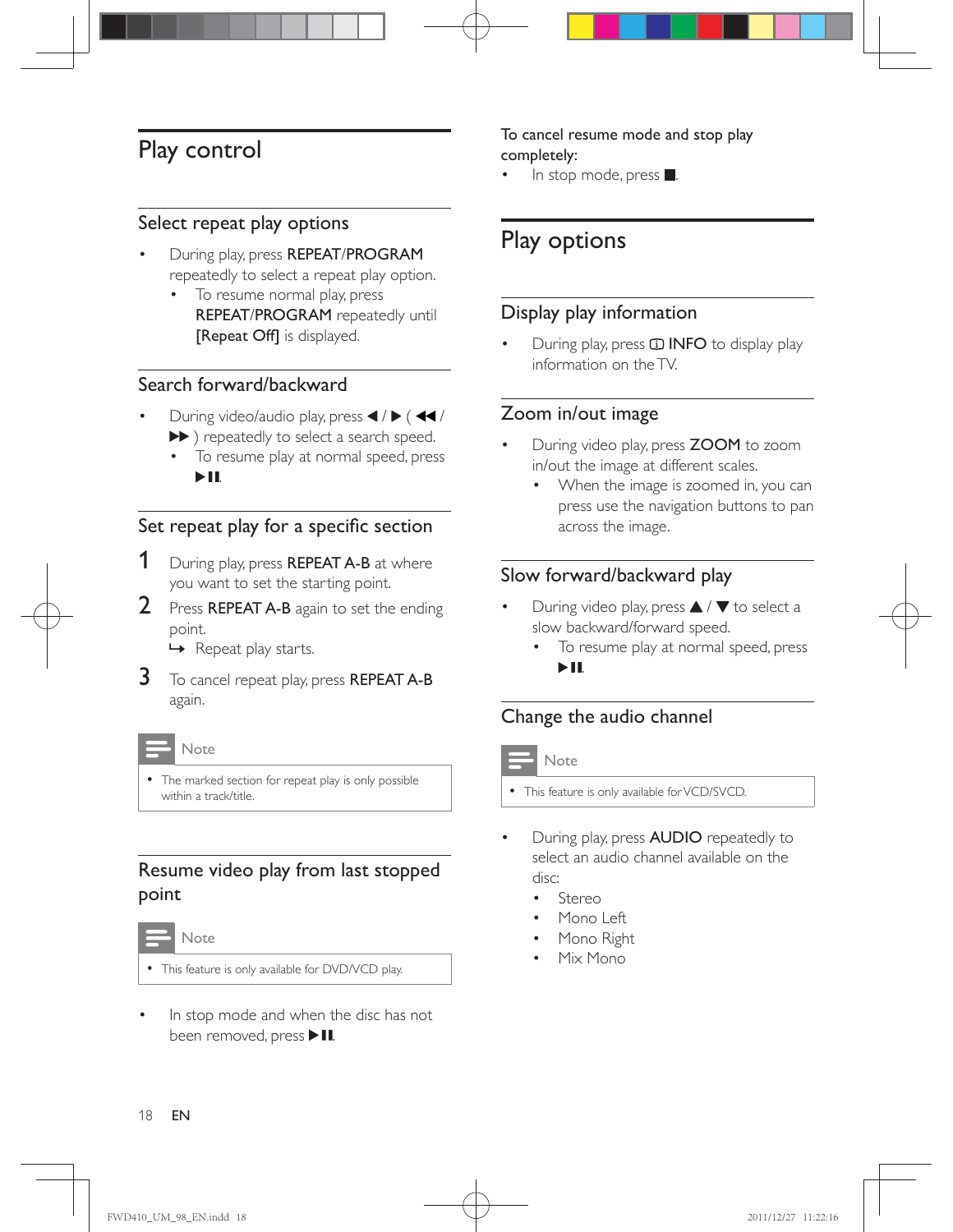# Play control

## Select repeat play options

- During play, press **REPEAT**/**PROGRAM** repeatedly to select a repeat play option.
  - To resume normal play, press **REPEAT**/**PROGRAM** repeatedly until **[Repeat Off]** is displayed.

## Search forward/backward

- During video/audio play, press ◀ / ▶ ( ◀◀ / ▶▶ ) repeatedly to select a search speed.
  - To resume play at normal speed, press ▶II.

## Set repeat play for a specific section

1. During play, press **REPEAT A-B** at where you want to set the starting point.
2. Press **REPEAT A-B** again to set the ending point.
   ↪ Repeat play starts.
3. To cancel repeat play, press **REPEAT A-B** again.

Note

- The marked section for repeat play is only possible within a track/title.

## Resume video play from last stopped point

Note

- This feature is only available for DVD/VCD play.

- In stop mode and when the disc has not been removed, press ▶II.

To cancel resume mode and stop play completely:

- In stop mode, press ■.

# Play options

## Display play information

- During play, press ⓘ **INFO** to display play information on the TV.

## Zoom in/out image

- During video play, press **ZOOM** to zoom in/out the image at different scales.
  - When the image is zoomed in, you can press use the navigation buttons to pan across the image.

## Slow forward/backward play

- During video play, press ▲ / ▼ to select a slow backward/forward speed.
  - To resume play at normal speed, press ▶II.

## Change the audio channel

Note

- This feature is only available for VCD/SVCD.

- During play, press **AUDIO** repeatedly to select an audio channel available on the disc:
  - Stereo
  - Mono Left
  - Mono Right
  - Mix Mono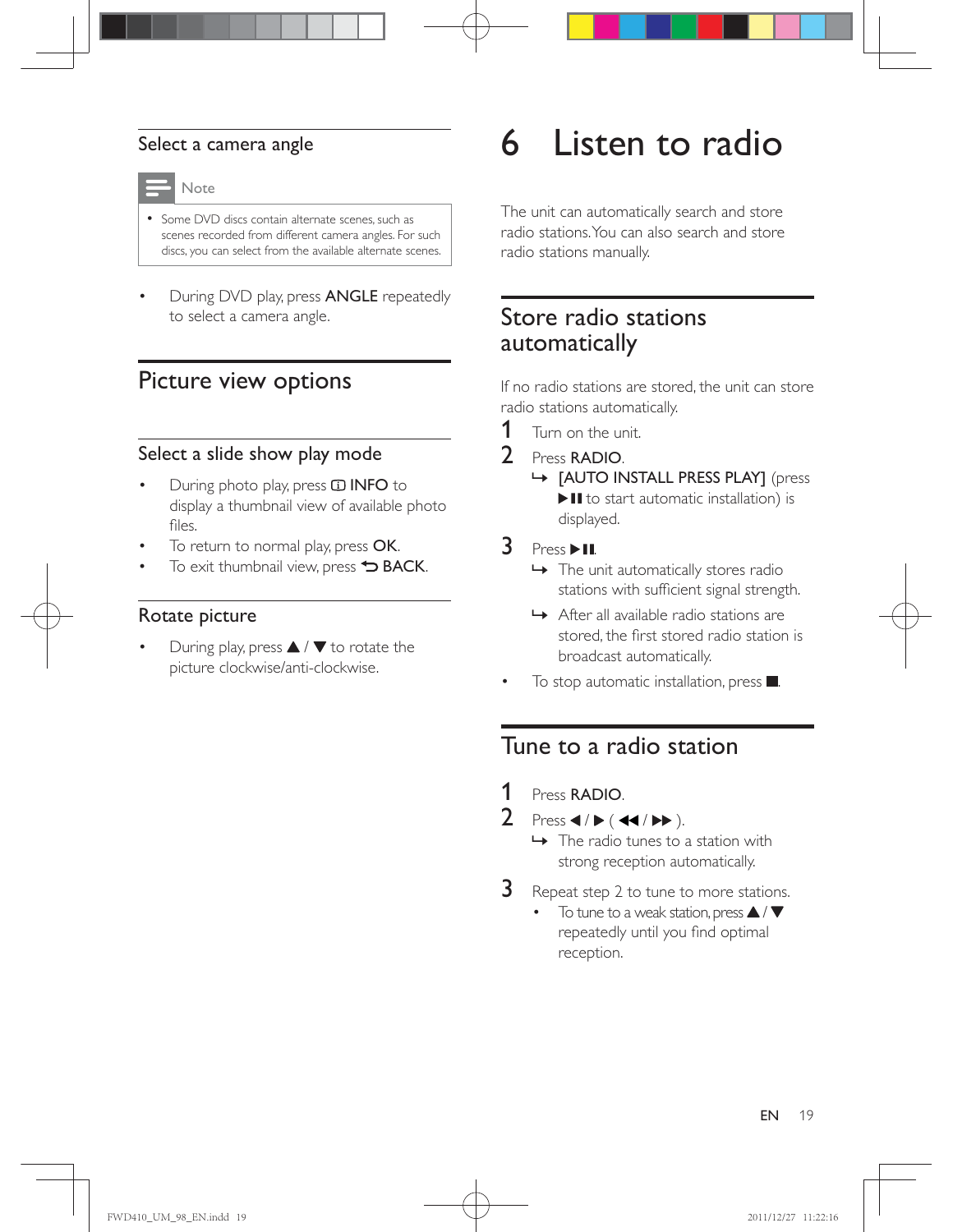### Select a camera angle

> **Note**
>
> - Some DVD discs contain alternate scenes, such as scenes recorded from different camera angles. For such discs, you can select from the available alternate scenes.

- During DVD play, press **ANGLE** repeatedly to select a camera angle.

## Picture view options

### Select a slide show play mode

- During photo play, press **INFO** to display a thumbnail view of available photo files.
- To return to normal play, press **OK**.
- To exit thumbnail view, press **BACK**.

### Rotate picture

- During play, press ▲ / ▼ to rotate the picture clockwise/anti-clockwise.

# 6 Listen to radio

The unit can automatically search and store radio stations. You can also search and store radio stations manually.

## Store radio stations automatically

If no radio stations are stored, the unit can store radio stations automatically.

1. Turn on the unit.
2. Press **RADIO**.
   - ↳ [AUTO INSTALL PRESS PLAY] (press ▶II to start automatic installation) is displayed.
3. Press ▶II.
   - ↳ The unit automatically stores radio stations with sufficient signal strength.
   - ↳ After all available radio stations are stored, the first stored radio station is broadcast automatically.

- To stop automatic installation, press ■.

## Tune to a radio station

1. Press **RADIO**.
2. Press ◀ / ▶ ( ◀◀ / ▶▶ ).
   - ↳ The radio tunes to a station with strong reception automatically.
3. Repeat step 2 to tune to more stations.
   - To tune to a weak station, press ▲ / ▼ repeatedly until you find optimal reception.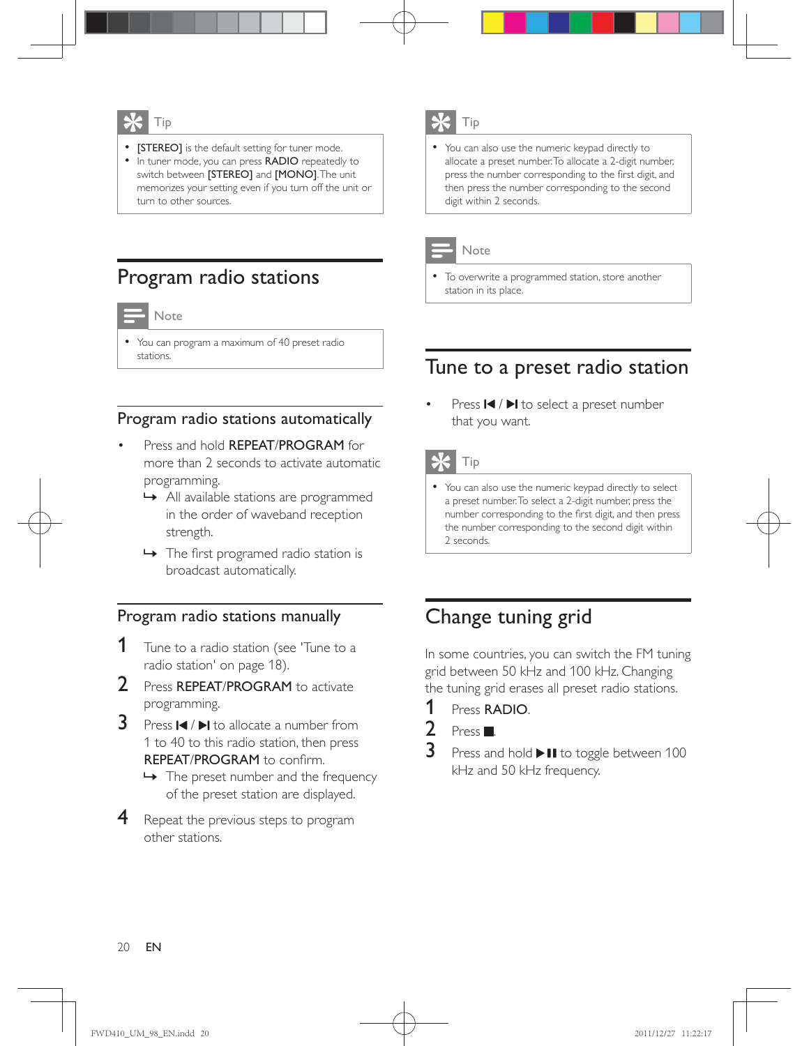Tip

- [STEREO] is the default setting for tuner mode.
- In tuner mode, you can press **RADIO** repeatedly to switch between **[STEREO]** and **[MONO]**. The unit memorizes your setting even if you turn off the unit or turn to other sources.

# Program radio stations

Note

- You can program a maximum of 40 preset radio stations.

## Program radio stations automatically

- Press and hold **REPEAT/PROGRAM** for more than 2 seconds to activate automatic programming.
  - ↳ All available stations are programmed in the order of waveband reception strength.
  - ↳ The first programed radio station is broadcast automatically.

## Program radio stations manually

1. Tune to a radio station (see 'Tune to a radio station' on page 18).
2. Press **REPEAT/PROGRAM** to activate programming.
3. Press ⏮ / ⏭ to allocate a number from 1 to 40 to this radio station, then press **REPEAT/PROGRAM** to confirm.
   - ↳ The preset number and the frequency of the preset station are displayed.
4. Repeat the previous steps to program other stations.

Tip

- You can also use the numeric keypad directly to allocate a preset number. To allocate a 2-digit number, press the number corresponding to the first digit, and then press the number corresponding to the second digit within 2 seconds.

Note

- To overwrite a programmed station, store another station in its place.

# Tune to a preset radio station

- Press ⏮ / ⏭ to select a preset number that you want.

Tip

- You can also use the numeric keypad directly to select a preset number. To select a 2-digit number, press the number corresponding to the first digit, and then press the number corresponding to the second digit within 2 seconds.

# Change tuning grid

In some countries, you can switch the FM tuning grid between 50 kHz and 100 kHz. Changing the tuning grid erases all preset radio stations.

1. Press **RADIO**.
2. Press ■.
3. Press and hold ▶❚❚ to toggle between 100 kHz and 50 kHz frequency.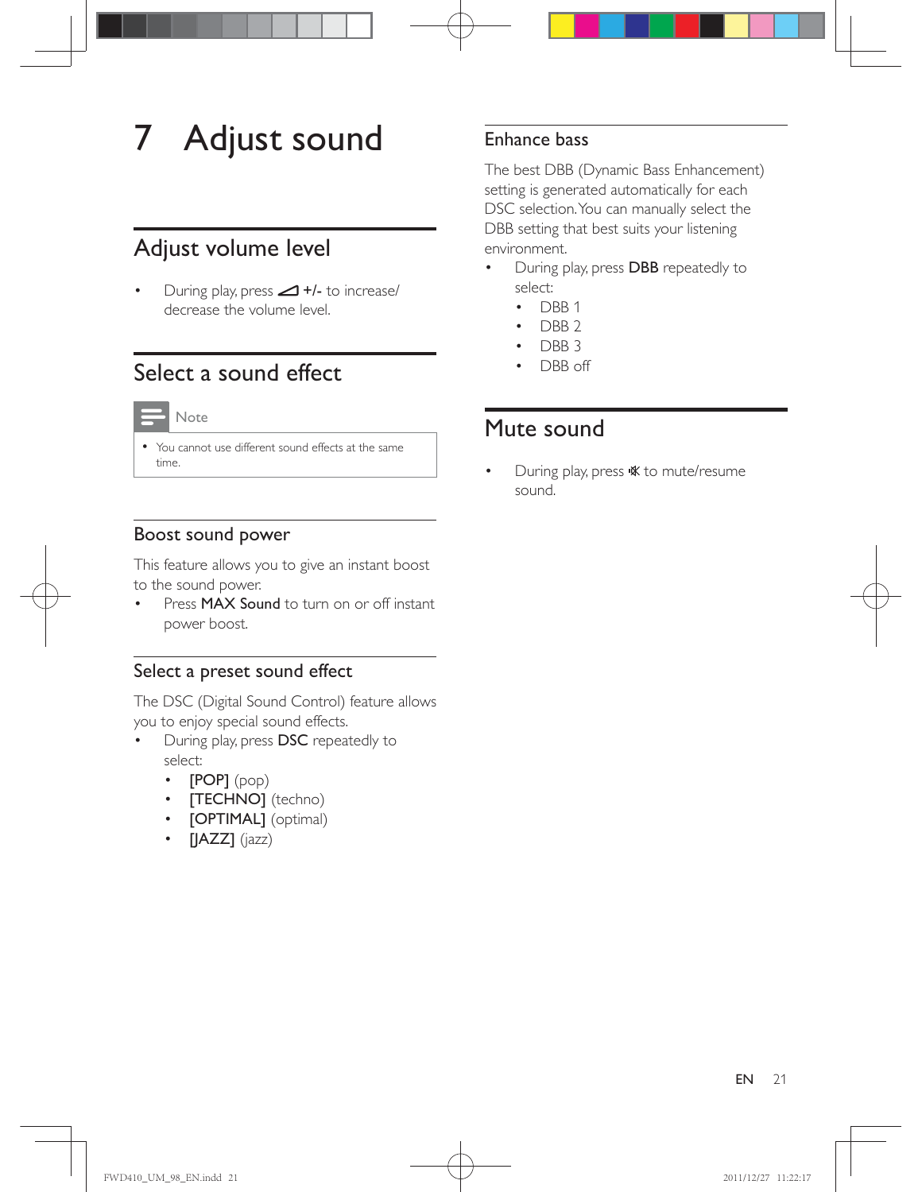# 7 Adjust sound

## Adjust volume level

- During play, press ◿ **+/-** to increase/decrease the volume level.

## Select a sound effect

Note

- You cannot use different sound effects at the same time.

### Boost sound power

This feature allows you to give an instant boost to the sound power.

- Press **MAX Sound** to turn on or off instant power boost.

### Select a preset sound effect

The DSC (Digital Sound Control) feature allows you to enjoy special sound effects.

- During play, press **DSC** repeatedly to select:
  - **[POP]** (pop)
  - **[TECHNO]** (techno)
  - **[OPTIMAL]** (optimal)
  - **[JAZZ]** (jazz)

### Enhance bass

The best DBB (Dynamic Bass Enhancement) setting is generated automatically for each DSC selection. You can manually select the DBB setting that best suits your listening environment.

- During play, press **DBB** repeatedly to select:
  - DBB 1
  - DBB 2
  - DBB 3
  - DBB off

## Mute sound

- During play, press 🔇 to mute/resume sound.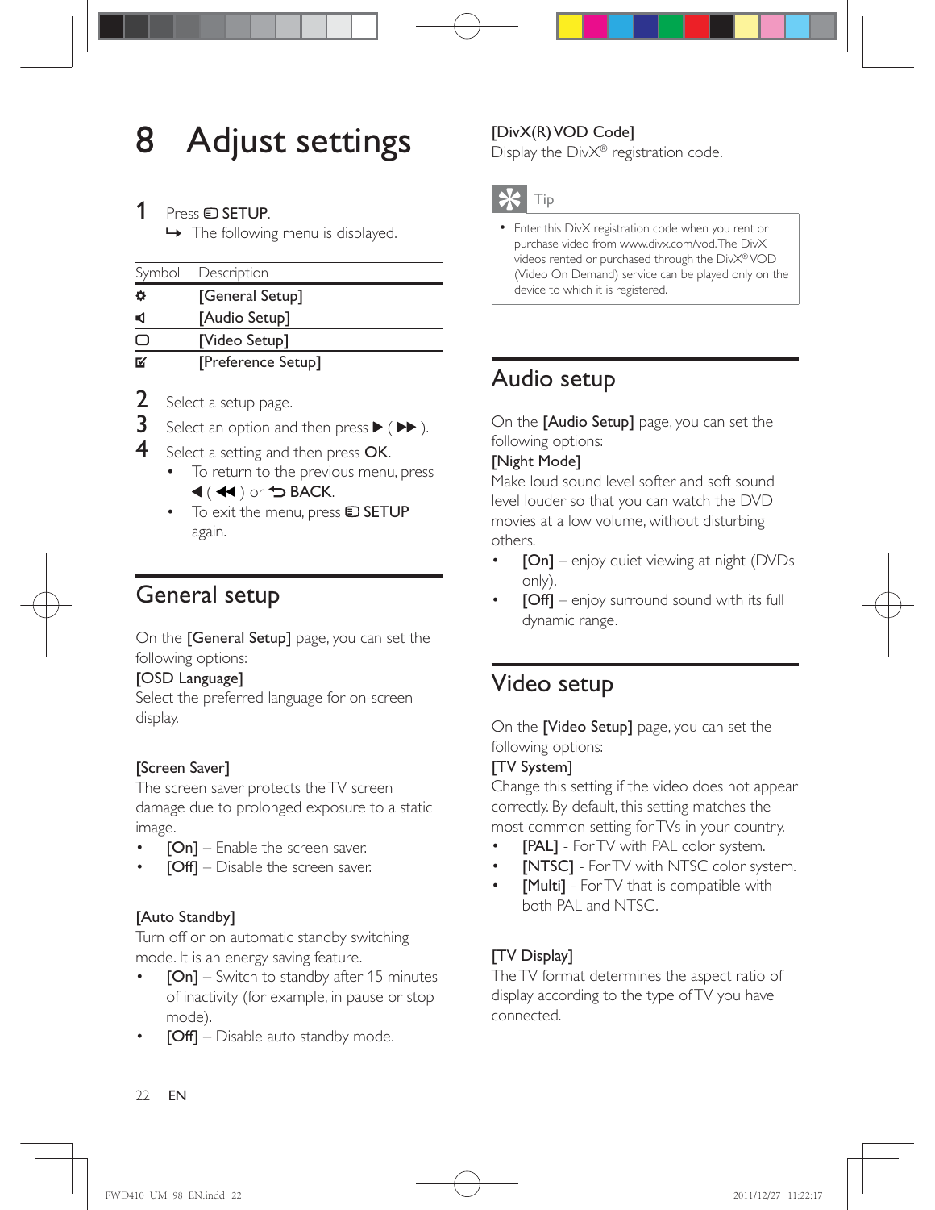# 8 Adjust settings

1 Press SETUP.
   ↪ The following menu is displayed.

| Symbol | Description |
| --- | --- |
| ⚙ | [General Setup] |
| 🔈 | [Audio Setup] |
| ▭ | [Video Setup] |
| ☑ | [Preference Setup] |

2 Select a setup page.
3 Select an option and then press ▶ ( ▶▶ ).
4 Select a setting and then press OK.
   - To return to the previous menu, press ◀ ( ◀◀ ) or BACK.
   - To exit the menu, press SETUP again.

## General setup

On the [General Setup] page, you can set the following options:

[OSD Language]
Select the preferred language for on-screen display.

[Screen Saver]
The screen saver protects the TV screen damage due to prolonged exposure to a static image.

- [On] – Enable the screen saver.
- [Off] – Disable the screen saver.

[Auto Standby]
Turn off or on automatic standby switching mode. It is an energy saving feature.

- [On] – Switch to standby after 15 minutes of inactivity (for example, in pause or stop mode).
- [Off] – Disable auto standby mode.

[DivX(R) VOD Code]
Display the DivX® registration code.

Tip

- Enter this DivX registration code when you rent or purchase video from www.divx.com/vod. The DivX videos rented or purchased through the DivX® VOD (Video On Demand) service can be played only on the device to which it is registered.

## Audio setup

On the [Audio Setup] page, you can set the following options:

[Night Mode]
Make loud sound level softer and soft sound level louder so that you can watch the DVD movies at a low volume, without disturbing others.

- [On] – enjoy quiet viewing at night (DVDs only).
- [Off] – enjoy surround sound with its full dynamic range.

## Video setup

On the [Video Setup] page, you can set the following options:

[TV System]
Change this setting if the video does not appear correctly. By default, this setting matches the most common setting for TVs in your country.

- [PAL] - For TV with PAL color system.
- [NTSC] - For TV with NTSC color system.
- [Multi] - For TV that is compatible with both PAL and NTSC.

[TV Display]
The TV format determines the aspect ratio of display according to the type of TV you have connected.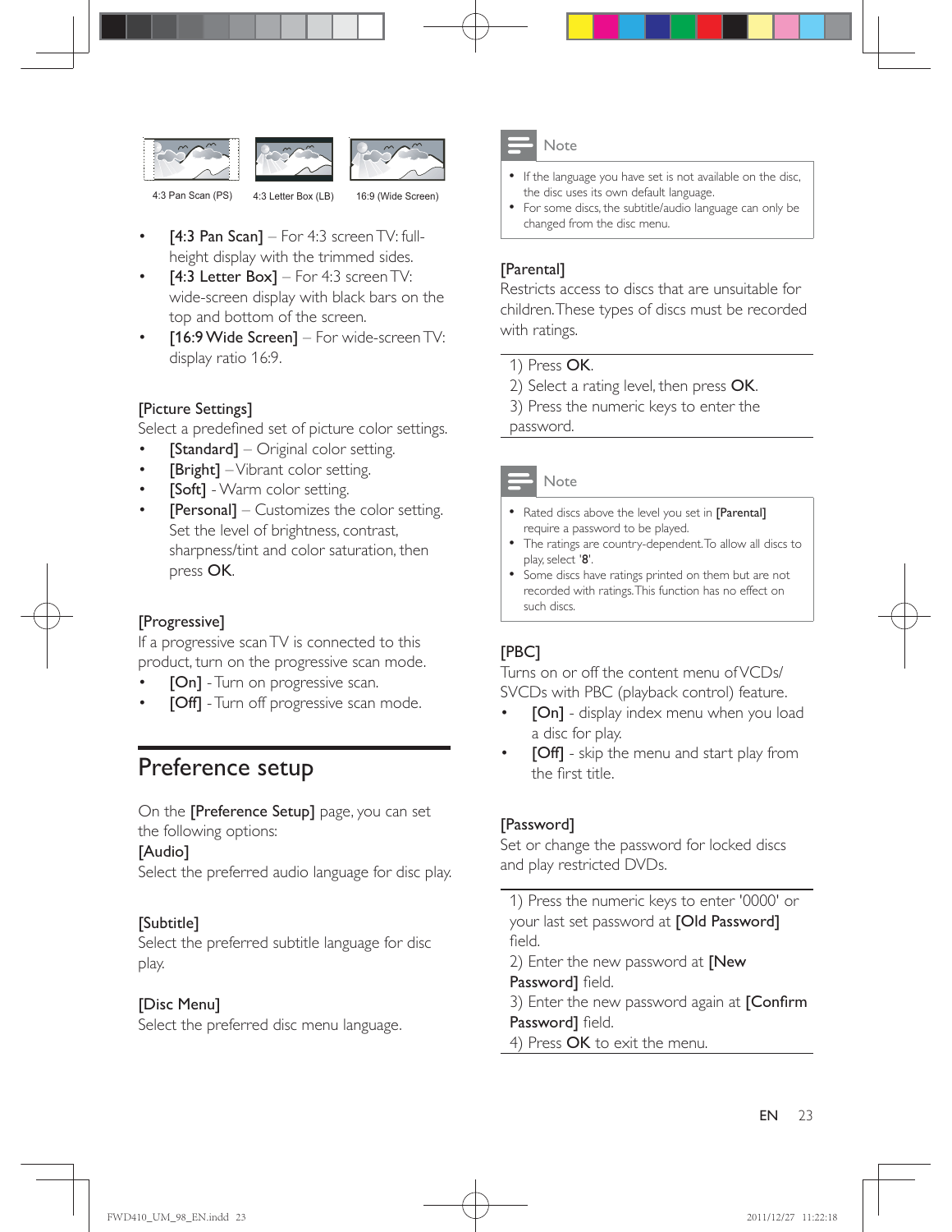4:3 Pan Scan (PS) 4:3 Letter Box (LB) 16:9 (Wide Screen)

- **[4:3 Pan Scan]** – For 4:3 screen TV: full-height display with the trimmed sides.
- **[4:3 Letter Box]** – For 4:3 screen TV: wide-screen display with black bars on the top and bottom of the screen.
- **[16:9 Wide Screen]** – For wide-screen TV: display ratio 16:9.

**[Picture Settings]**
Select a predefined set of picture color settings.

- **[Standard]** – Original color setting.
- **[Bright]** – Vibrant color setting.
- **[Soft]** - Warm color setting.
- **[Personal]** – Customizes the color setting. Set the level of brightness, contrast, sharpness/tint and color saturation, then press **OK**.

**[Progressive]**
If a progressive scan TV is connected to this product, turn on the progressive scan mode.

- **[On]** - Turn on progressive scan.
- **[Off]** - Turn off progressive scan mode.

## Preference setup

On the **[Preference Setup]** page, you can set the following options:

**[Audio]**
Select the preferred audio language for disc play.

**[Subtitle]**
Select the preferred subtitle language for disc play.

**[Disc Menu]**
Select the preferred disc menu language.

> **Note**
>
> - If the language you have set is not available on the disc, the disc uses its own default language.
> - For some discs, the subtitle/audio language can only be changed from the disc menu.

**[Parental]**
Restricts access to discs that are unsuitable for children. These types of discs must be recorded with ratings.

1) Press **OK**.
2) Select a rating level, then press **OK**.
3) Press the numeric keys to enter the password.

> **Note**
>
> - Rated discs above the level you set in **[Parental]** require a password to be played.
> - The ratings are country-dependent. To allow all discs to play, select '**8**'.
> - Some discs have ratings printed on them but are not recorded with ratings. This function has no effect on such discs.

**[PBC]**
Turns on or off the content menu of VCDs/SVCDs with PBC (playback control) feature.

- **[On]** - display index menu when you load a disc for play.
- **[Off]** - skip the menu and start play from the first title.

**[Password]**
Set or change the password for locked discs and play restricted DVDs.

1) Press the numeric keys to enter '0000' or your last set password at **[Old Password]** field.
2) Enter the new password at **[New Password]** field.
3) Enter the new password again at **[Confirm Password]** field.
4) Press **OK** to exit the menu.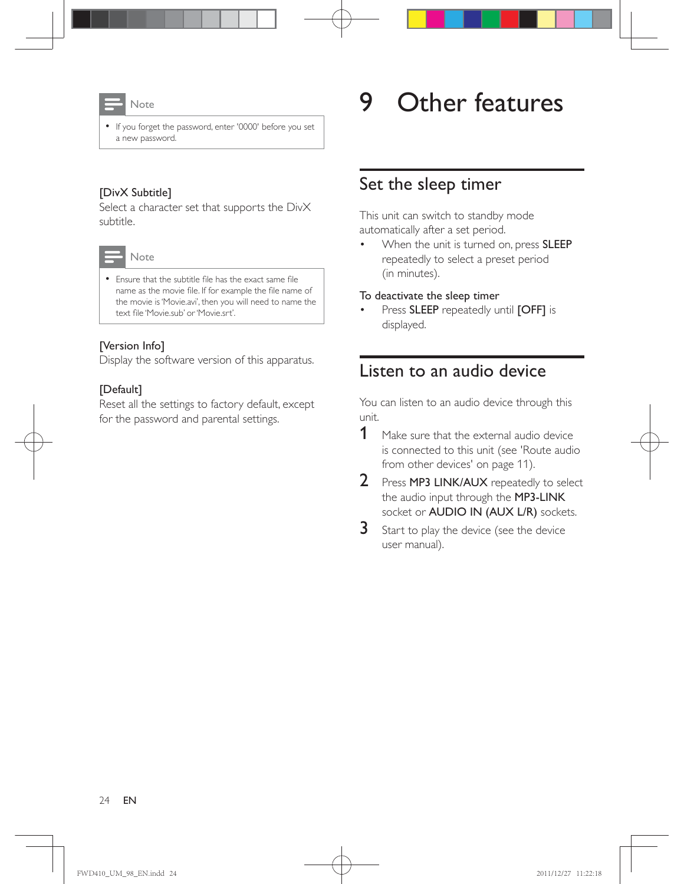> **Note**
>
> - If you forget the password, enter '0000' before you set a new password.

[DivX Subtitle]
Select a character set that supports the DivX subtitle.

> **Note**
>
> - Ensure that the subtitle file has the exact same file name as the movie file. If for example the file name of the movie is 'Movie.avi', then you will need to name the text file 'Movie.sub' or 'Movie.srt'.

[Version Info]
Display the software version of this apparatus.

[Default]
Reset all the settings to factory default, except for the password and parental settings.

# 9 Other features

## Set the sleep timer

This unit can switch to standby mode automatically after a set period.

- When the unit is turned on, press **SLEEP** repeatedly to select a preset period (in minutes).

To deactivate the sleep timer

- Press **SLEEP** repeatedly until **[OFF]** is displayed.

## Listen to an audio device

You can listen to an audio device through this unit.

1. Make sure that the external audio device is connected to this unit (see 'Route audio from other devices' on page 11).
2. Press **MP3 LINK/AUX** repeatedly to select the audio input through the **MP3-LINK** socket or **AUDIO IN (AUX L/R)** sockets.
3. Start to play the device (see the device user manual).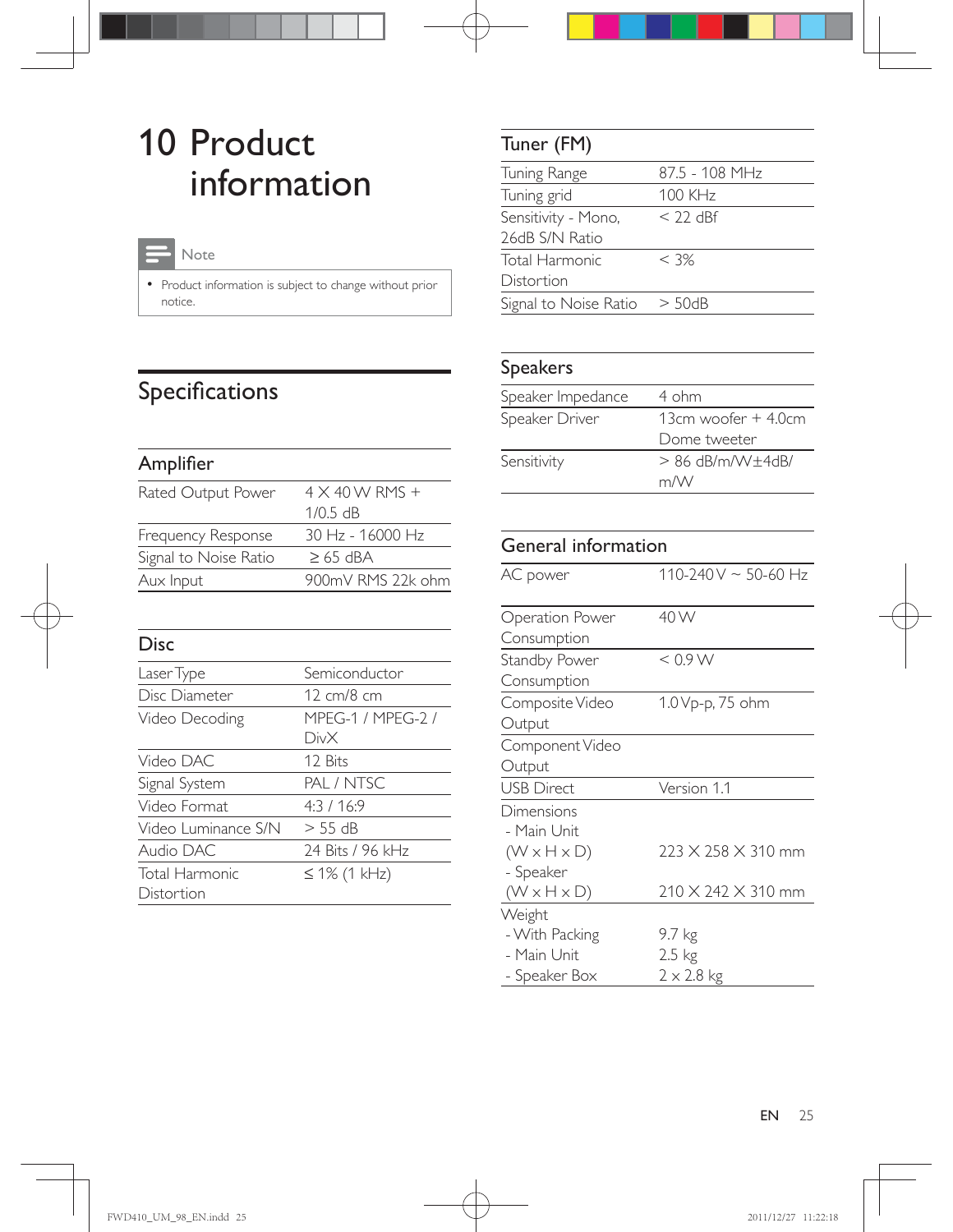# 10 Product information

> **Note**
>
> - Product information is subject to change without prior notice.

## Specifications

### Amplifier

| | |
|---|---|
| Rated Output Power | 4 X 40 W RMS + 1/0.5 dB |
| Frequency Response | 30 Hz - 16000 Hz |
| Signal to Noise Ratio | ≥ 65 dBA |
| Aux Input | 900mV RMS 22k ohm |

### Disc

| | |
|---|---|
| Laser Type | Semiconductor |
| Disc Diameter | 12 cm/8 cm |
| Video Decoding | MPEG-1 / MPEG-2 / DivX |
| Video DAC | 12 Bits |
| Signal System | PAL / NTSC |
| Video Format | 4:3 / 16:9 |
| Video Luminance S/N | > 55 dB |
| Audio DAC | 24 Bits / 96 kHz |
| Total Harmonic Distortion | ≤ 1% (1 kHz) |

### Tuner (FM)

| | |
|---|---|
| Tuning Range | 87.5 - 108 MHz |
| Tuning grid | 100 KHz |
| Sensitivity - Mono, 26dB S/N Ratio | < 22 dBf |
| Total Harmonic Distortion | < 3% |
| Signal to Noise Ratio | > 50dB |

### Speakers

| | |
|---|---|
| Speaker Impedance | 4 ohm |
| Speaker Driver | 13cm woofer + 4.0cm Dome tweeter |
| Sensitivity | > 86 dB/m/W±4dB/m/W |

### General information

| | |
|---|---|
| AC power | 110-240 V ~ 50-60 Hz |
| Operation Power Consumption | 40 W |
| Standby Power Consumption | < 0.9 W |
| Composite Video Output | 1.0 Vp-p, 75 ohm |
| Component Video Output | |
| USB Direct | Version 1.1 |
| Dimensions<br>- Main Unit (W x H x D)<br>- Speaker (W x H x D) | <br>223 X 258 X 310 mm<br>210 X 242 X 310 mm |
| Weight<br>- With Packing<br>- Main Unit<br>- Speaker Box | <br>9.7 kg<br>2.5 kg<br>2 x 2.8 kg |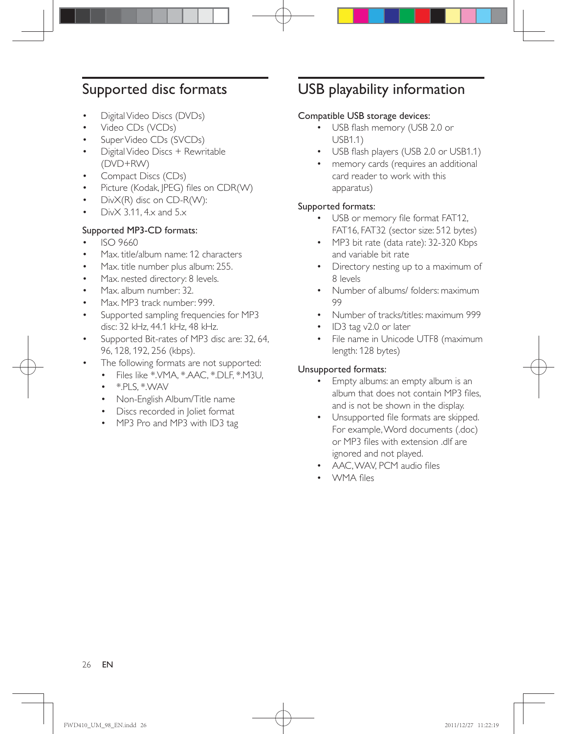## Supported disc formats

- Digital Video Discs (DVDs)
- Video CDs (VCDs)
- Super Video CDs (SVCDs)
- Digital Video Discs + Rewritable (DVD+RW)
- Compact Discs (CDs)
- Picture (Kodak, JPEG) files on CDR(W)
- DivX(R) disc on CD-R(W):
- DivX 3.11, 4.x and 5.x

Supported MP3-CD formats:

- ISO 9660
- Max. title/album name: 12 characters
- Max. title number plus album: 255.
- Max. nested directory: 8 levels.
- Max. album number: 32.
- Max. MP3 track number: 999.
- Supported sampling frequencies for MP3 disc: 32 kHz, 44.1 kHz, 48 kHz.
- Supported Bit-rates of MP3 disc are: 32, 64, 96, 128, 192, 256 (kbps).
- The following formats are not supported:
  - Files like *.VMA, *.AAC, *.DLF, *.M3U,
  - *.PLS, *.WAV
  - Non-English Album/Title name
  - Discs recorded in Joliet format
  - MP3 Pro and MP3 with ID3 tag

## USB playability information

Compatible USB storage devices:

- USB flash memory (USB 2.0 or USB1.1)
- USB flash players (USB 2.0 or USB1.1)
- memory cards (requires an additional card reader to work with this apparatus)

Supported formats:

- USB or memory file format FAT12, FAT16, FAT32 (sector size: 512 bytes)
- MP3 bit rate (data rate): 32-320 Kbps and variable bit rate
- Directory nesting up to a maximum of 8 levels
- Number of albums/ folders: maximum 99
- Number of tracks/titles: maximum 999
- ID3 tag v2.0 or later
- File name in Unicode UTF8 (maximum length: 128 bytes)

Unsupported formats:

- Empty albums: an empty album is an album that does not contain MP3 files, and is not be shown in the display.
- Unsupported file formats are skipped. For example, Word documents (.doc) or MP3 files with extension .dlf are ignored and not played.
- AAC, WAV, PCM audio files
- WMA files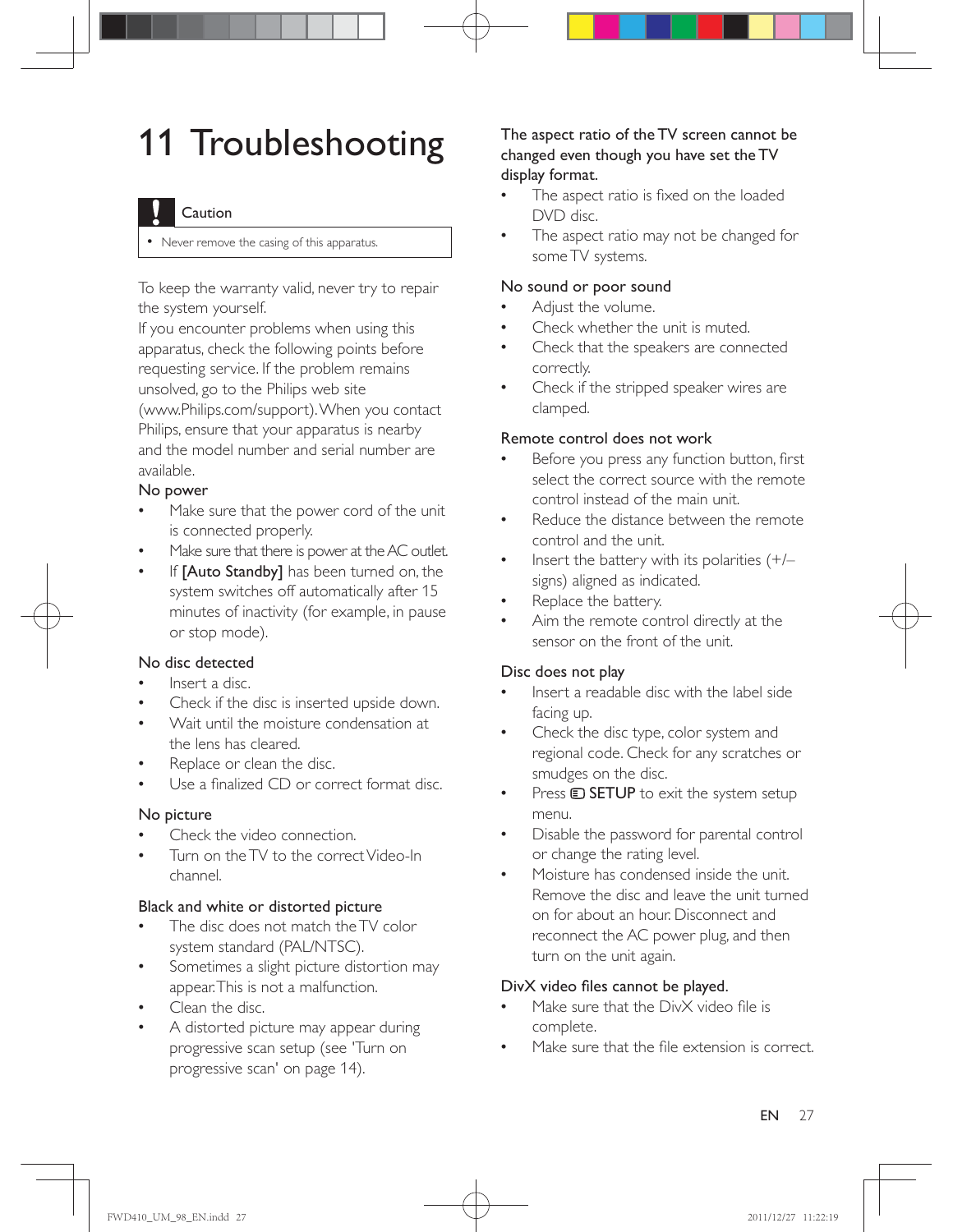# 11 Troubleshooting

**Caution**

- Never remove the casing of this apparatus.

To keep the warranty valid, never try to repair the system yourself.

If you encounter problems when using this apparatus, check the following points before requesting service. If the problem remains unsolved, go to the Philips web site (www.Philips.com/support). When you contact Philips, ensure that your apparatus is nearby and the model number and serial number are available.

### No power

- Make sure that the power cord of the unit is connected properly.
- Make sure that there is power at the AC outlet.
- If **[Auto Standby]** has been turned on, the system switches off automatically after 15 minutes of inactivity (for example, in pause or stop mode).

### No disc detected

- Insert a disc.
- Check if the disc is inserted upside down.
- Wait until the moisture condensation at the lens has cleared.
- Replace or clean the disc.
- Use a finalized CD or correct format disc.

### No picture

- Check the video connection.
- Turn on the TV to the correct Video-In channel.

### Black and white or distorted picture

- The disc does not match the TV color system standard (PAL/NTSC).
- Sometimes a slight picture distortion may appear. This is not a malfunction.
- Clean the disc.
- A distorted picture may appear during progressive scan setup (see 'Turn on progressive scan' on page 14).

### The aspect ratio of the TV screen cannot be changed even though you have set the TV display format.

- The aspect ratio is fixed on the loaded DVD disc.
- The aspect ratio may not be changed for some TV systems.

### No sound or poor sound

- Adjust the volume.
- Check whether the unit is muted.
- Check that the speakers are connected correctly.
- Check if the stripped speaker wires are clamped.

### Remote control does not work

- Before you press any function button, first select the correct source with the remote control instead of the main unit.
- Reduce the distance between the remote control and the unit.
- Insert the battery with its polarities (+/– signs) aligned as indicated.
- Replace the battery.
- Aim the remote control directly at the sensor on the front of the unit.

### Disc does not play

- Insert a readable disc with the label side facing up.
- Check the disc type, color system and regional code. Check for any scratches or smudges on the disc.
- Press **SETUP** to exit the system setup menu.
- Disable the password for parental control or change the rating level.
- Moisture has condensed inside the unit. Remove the disc and leave the unit turned on for about an hour. Disconnect and reconnect the AC power plug, and then turn on the unit again.

### DivX video files cannot be played.

- Make sure that the DivX video file is complete.
- Make sure that the file extension is correct.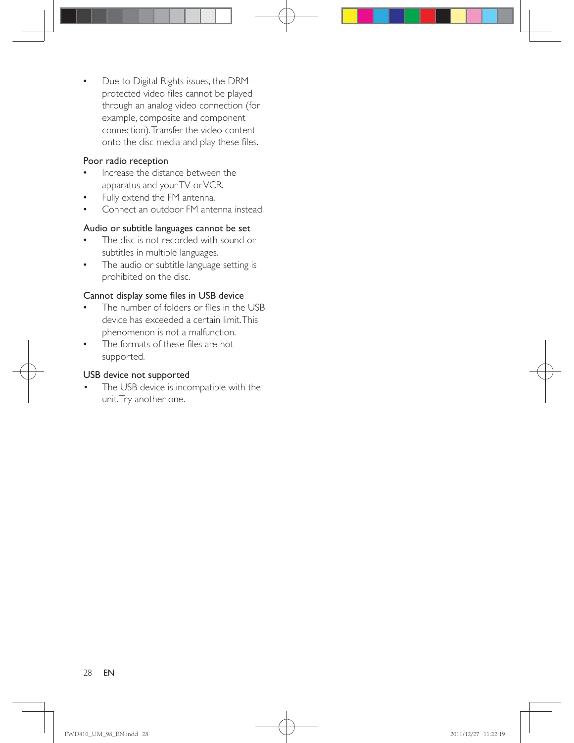- Due to Digital Rights issues, the DRM-protected video files cannot be played through an analog video connection (for example, composite and component connection). Transfer the video content onto the disc media and play these files.

### Poor radio reception

- Increase the distance between the apparatus and your TV or VCR.
- Fully extend the FM antenna.
- Connect an outdoor FM antenna instead.

### Audio or subtitle languages cannot be set

- The disc is not recorded with sound or subtitles in multiple languages.
- The audio or subtitle language setting is prohibited on the disc.

### Cannot display some files in USB device

- The number of folders or files in the USB device has exceeded a certain limit. This phenomenon is not a malfunction.
- The formats of these files are not supported.

### USB device not supported

- The USB device is incompatible with the unit. Try another one.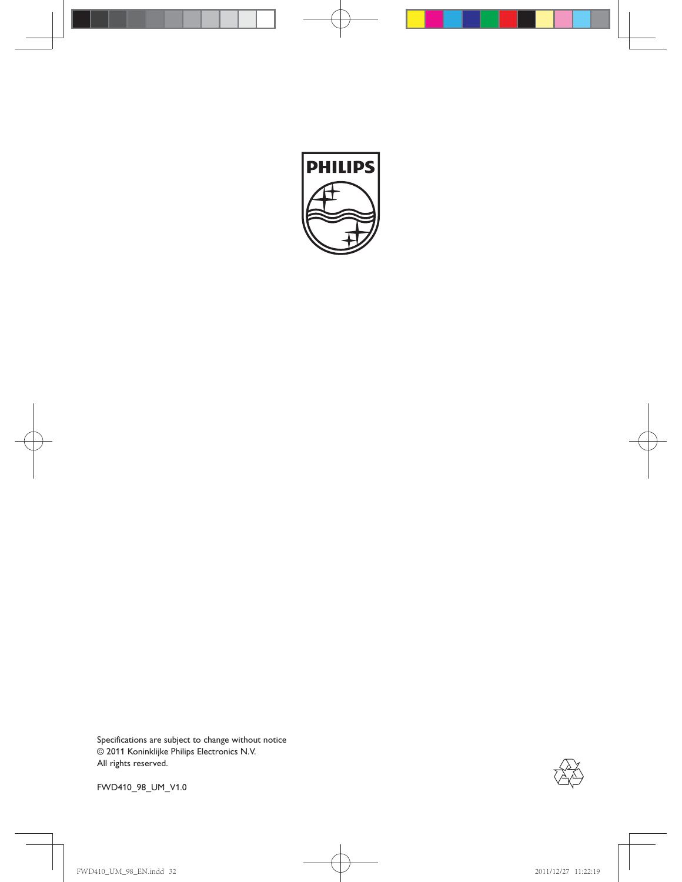PHILIPS

Specifications are subject to change without notice
© 2011 Koninklijke Philips Electronics N.V.
All rights reserved.

FWD410_98_UM_V1.0